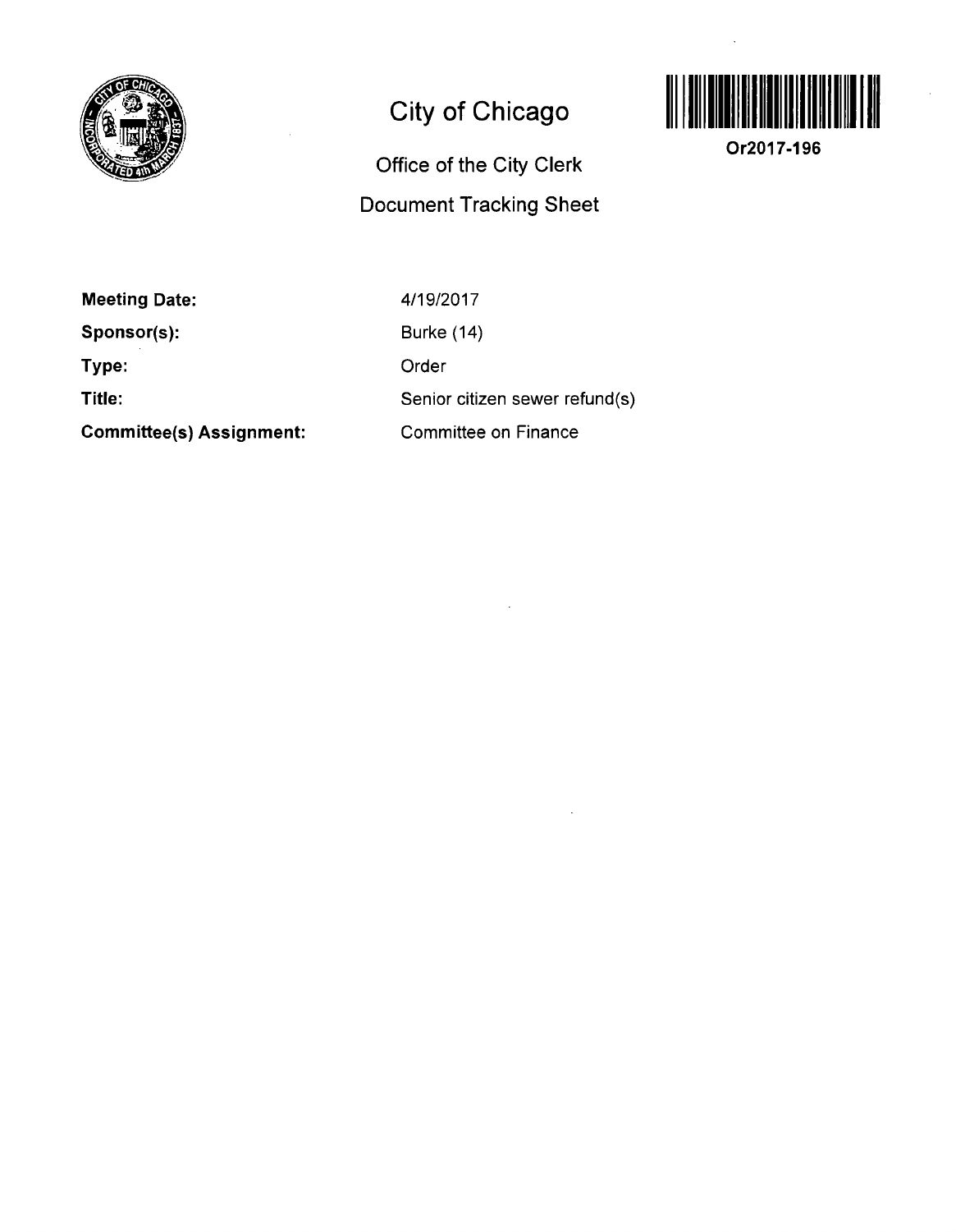# City of Chicago

## Office of the City Clerk

## Document Tracking Sheet

**Or2017-196**

| | |
|---|---|
| **Meeting Date:** | 4/19/2017 |
| **Sponsor(s):** | Burke (14) |
| **Type:** | Order |
| **Title:** | Senior citizen sewer refund(s) |
| **Committee(s) Assignment:** | Committee on Finance |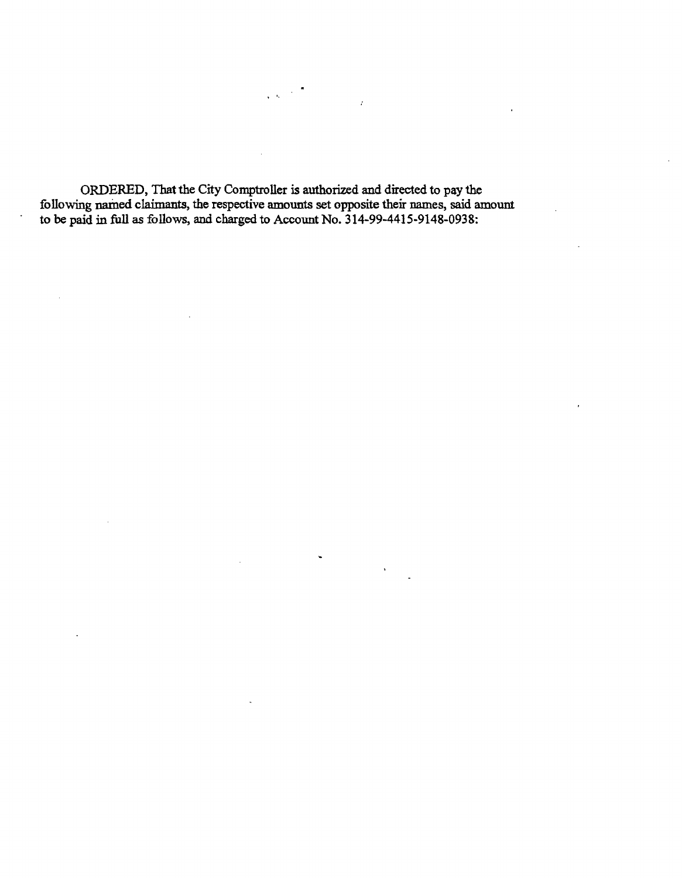ORDERED, That the City Comptroller is authorized and directed to pay the following named claimants, the respective amounts set opposite their names, said amount to be paid in full as follows, and charged to Account No. 314-99-4415-9148-0938: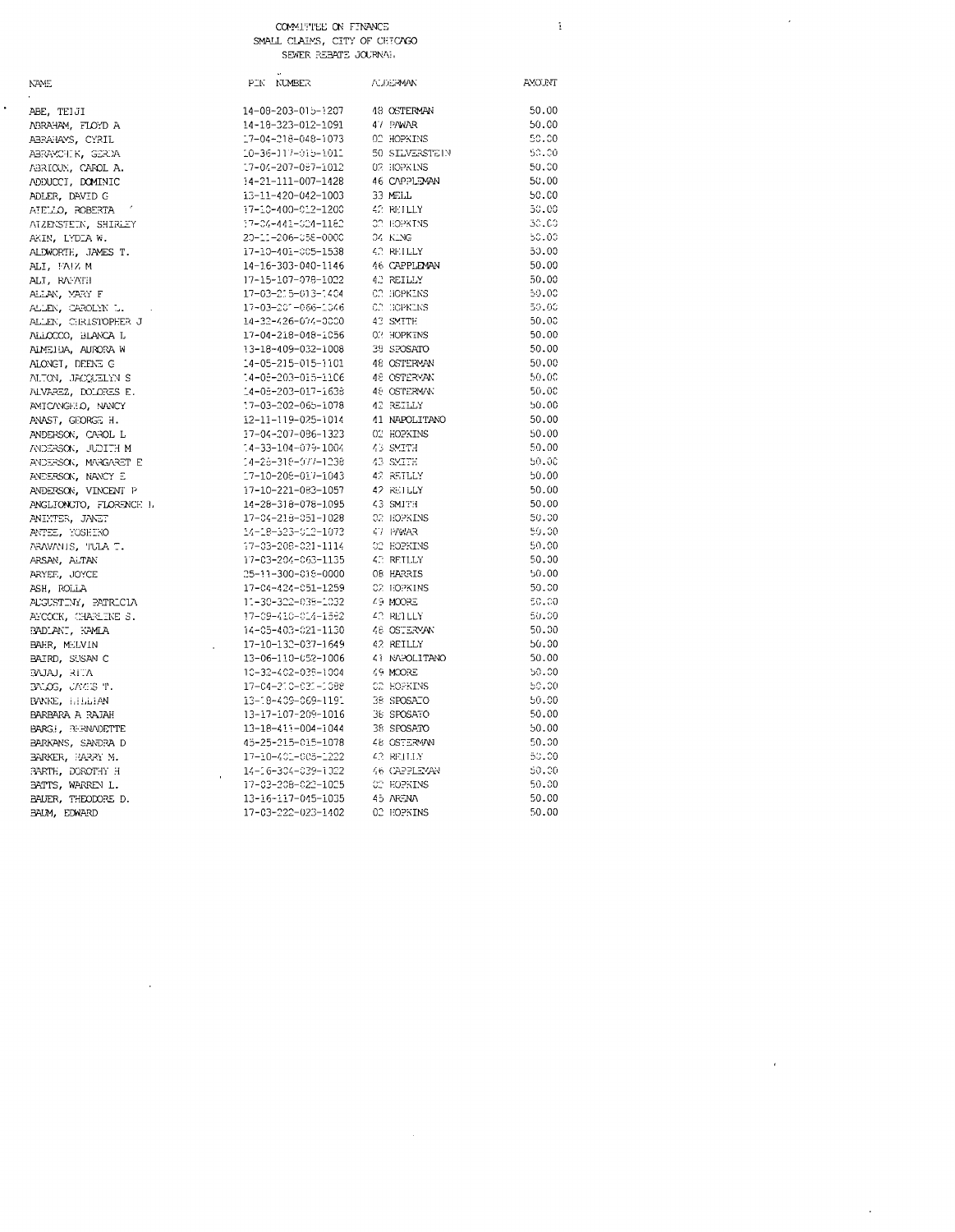COMMITTEE ON FINANCE
SMALL CLAIMS, CITY OF CHICAGO
SEWER REBATE JOURNAL

| NAME | PIN NUMBER | ALDERMAN | AMOUNT |
|---|---|---|---|
| ABE, TEIJI | 14-08-203-015-1207 | 48 OSTERMAN | 50.00 |
| ABRAHAM, FLOYD A | 14-18-323-012-1091 | 47 PAWAR | 50.00 |
| ABRAHAMS, CYRIL | 17-04-218-048-1073 | 02 HOPKINS | 50.00 |
| ABRAMCHIK, GERDA | 10-36-117-015-1011 | 50 SILVERSTEIN | 50.00 |
| ABRIOUX, CAROL A. | 17-04-207-087-1012 | 02 HOPKINS | 50.00 |
| ADDUCCI, DOMINIC | 14-21-111-007-1428 | 46 CAPPLEMAN | 50.00 |
| ADLER, DAVID G | 13-11-420-042-1003 | 33 MELL | 50.00 |
| AIELLO, ROBERTA | 17-10-400-012-1200 | 42 REILLY | 50.00 |
| AIZENSTEIN, SHIRLEY | 17-04-441-004-1162 | 02 HOPKINS | 50.00 |
| AKIN, LYDIA W. | 20-11-206-058-0000 | 04 KING | 50.00 |
| ALDWORTH, JAMES T. | 17-10-401-005-1538 | 42 REILLY | 50.00 |
| ALI, FAIZ M | 14-16-303-040-1146 | 46 CAPPLEMAN | 50.00 |
| ALI, RAFATH | 17-15-107-078-1022 | 42 REILLY | 50.00 |
| ALLAN, MARY F | 17-03-215-013-1404 | 02 HOPKINS | 50.00 |
| ALLEN, CAROLYN L. | 17-03-207-066-1046 | 02 HOPKINS | 50.00 |
| ALLEN, CHRISTOPHER J | 14-32-426-074-0000 | 43 SMITH | 50.00 |
| ALLOCCO, BLANCA L | 17-04-218-048-1056 | 02 HOPKINS | 50.00 |
| ALMEIDA, AURORA W | 13-18-409-032-1008 | 38 SPOSATO | 50.00 |
| ALONGI, DEENE G | 14-05-215-015-1101 | 48 OSTERMAN | 50.00 |
| ALTON, JACQUELYN S | 14-05-203-015-1106 | 48 OSTERMAN | 50.00 |
| ALVAREZ, DOLORES E. | 14-05-203-017-1638 | 48 OSTERMAN | 50.00 |
| AMICANGELO, NANCY | 17-03-202-065-1078 | 42 REILLY | 50.00 |
| ANAST, GEORGE H. | 12-11-119-025-1014 | 41 NAPOLITANO | 50.00 |
| ANDERSON, CAROL L | 17-04-207-086-1323 | 02 HOPKINS | 50.00 |
| ANDERSON, JUDITH M | 14-33-104-079-1004 | 43 SMITH | 50.00 |
| ANDERSON, MARGARET E | 14-28-318-077-1238 | 43 SMITH | 50.00 |
| ANDERSON, NANCY E | 17-10-208-017-1043 | 42 REILLY | 50.00 |
| ANDERSON, VINCENT P | 17-10-221-083-1057 | 42 REILLY | 50.00 |
| ANGLIONGTO, FLORENCE L | 14-28-318-078-1095 | 43 SMITH | 50.00 |
| ANIXTER, JANET | 17-04-218-051-1028 | 02 HOPKINS | 50.00 |
| ANTEE, YOSHIKO | 14-18-323-012-1073 | 47 PAWAR | 50.00 |
| ARAVANIS, TULA T. | 17-03-208-021-1114 | 02 HOPKINS | 50.00 |
| ARSAN, ALTAN | 17-03-204-063-1135 | 42 REILLY | 50.00 |
| ARYEE, JOYCE | 25-11-300-018-0000 | 08 HARRIS | 50.00 |
| ASH, ROLLA | 17-04-424-051-1259 | 02 HOPKINS | 50.00 |
| AUGUSTINY, PATRICIA | 11-30-302-038-1032 | 49 MOORE | 50.00 |
| AYCOCK, CHARLENE S. | 17-09-410-014-1592 | 42 REILLY | 50.00 |
| BADLANI, KAMLA | 14-05-403-021-1130 | 48 OSTERMAN | 50.00 |
| BAHR, MELVIN | 17-10-132-037-1649 | 42 REILLY | 50.00 |
| BAIRD, SUSAN C | 13-06-110-052-1006 | 41 NAPOLITANO | 50.00 |
| BAJAJ, RITA | 10-32-402-039-1004 | 49 MOORE | 50.00 |
| BALOG, JAMES T. | 17-04-210-021-1088 | 02 HOPKINS | 50.00 |
| BANKE, LILLIAN | 13-18-409-069-1191 | 38 SPOSATO | 50.00 |
| BARBARA A RAJAH | 13-17-107-209-1016 | 38 SPOSATO | 50.00 |
| BARGI, BERNADETTE | 13-18-411-004-1044 | 38 SPOSATO | 50.00 |
| BARKANS, SANDRA D | 45-25-215-015-1078 | 48 OSTERMAN | 50.00 |
| BARKER, HARRY M. | 17-10-401-005-1222 | 42 REILLY | 50.00 |
| BARTH, DOROTHY H | 14-16-304-039-1002 | 46 CAPPLEMAN | 50.00 |
| BATTS, WARREN L. | 17-03-208-022-1025 | 02 HOPKINS | 50.00 |
| BAUER, THEODORE D. | 13-16-117-045-1035 | 45 ARENA | 50.00 |
| BAUM, EDWARD | 17-03-222-023-1402 | 02 HOPKINS | 50.00 |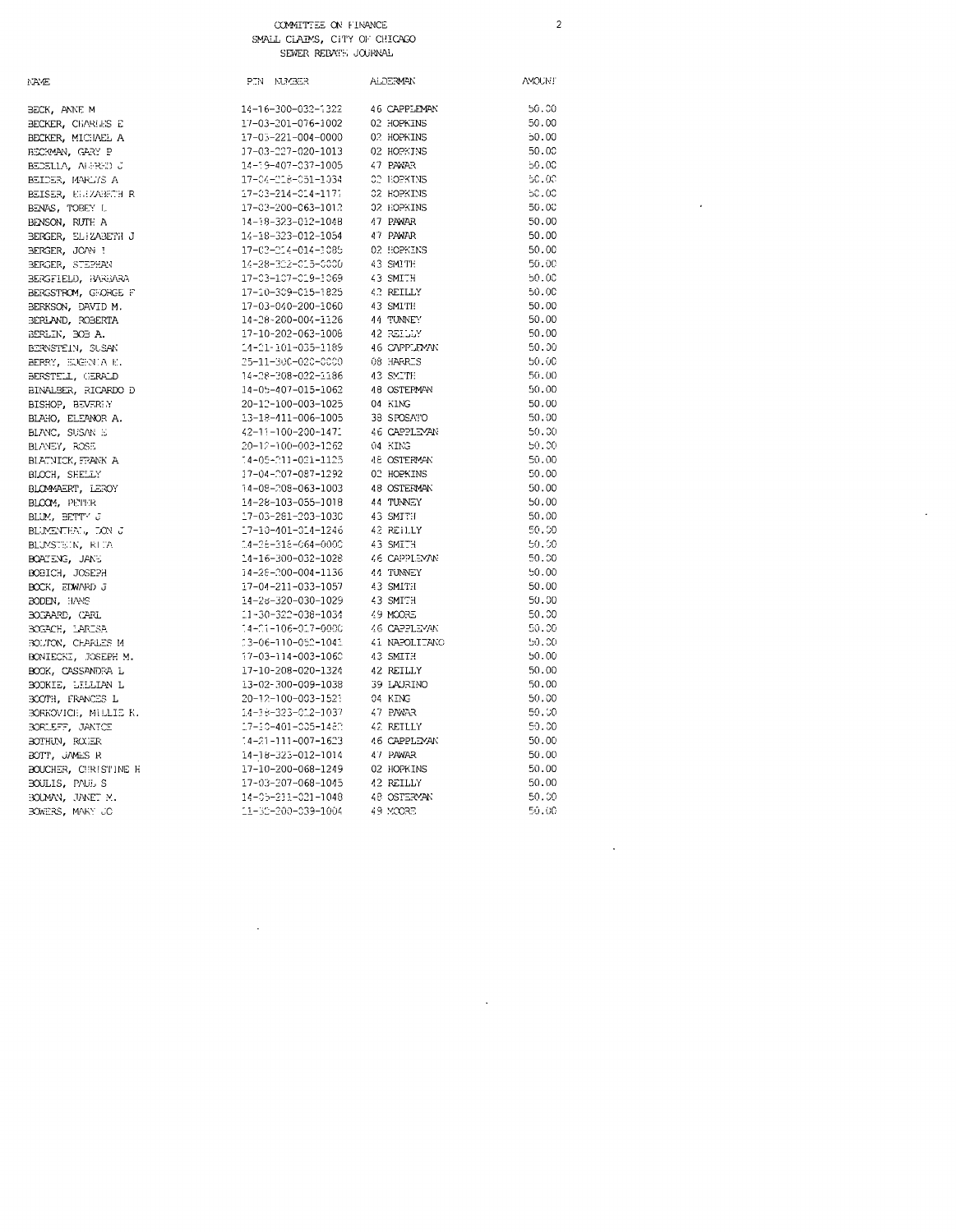COMMITTEE ON FINANCE
SMALL CLAIMS, CITY OF CHICAGO
SEWER REBATE JOURNAL

| NAME | PIN NUMBER | ALDERMAN | AMOUNT |
|---|---|---|---|
| BECK, ANNE M | 14-16-300-032-1322 | 46 CAPPLEMAN | 50.00 |
| BECKER, CHARLES E | 17-03-201-076-1002 | 02 HOPKINS | 50.00 |
| BECKER, MICHAEL A | 17-03-221-004-0000 | 02 HOPKINS | 50.00 |
| BECKMAN, GARY P | 17-03-227-020-1013 | 02 HOPKINS | 50.00 |
| BEDELLA, ALFRED J | 14-19-407-037-1005 | 47 PAWAR | 50.00 |
| BEIDER, MARLYS A | 17-04-218-051-1034 | 02 HOPKINS | 50.00 |
| BEISER, ELIZABETH R | 17-03-214-014-1171 | 02 HOPKINS | 50.00 |
| BENAS, TOBEY L | 17-03-200-063-1012 | 02 HOPKINS | 50.00 |
| BENSON, RUTH A | 14-18-323-012-1048 | 47 PAWAR | 50.00 |
| BERGER, ELIZABETH J | 14-18-323-012-1054 | 47 PAWAR | 50.00 |
| BERGER, JOAN I | 17-02-214-014-1085 | 02 HOPKINS | 50.00 |
| BERGER, STEPHAN | 14-28-322-015-0000 | 43 SMITH | 50.00 |
| BERGFIELD, BARBARA | 17-03-107-019-1069 | 43 SMITH | 50.00 |
| BERGSTROM, GEORGE F | 17-10-309-015-1825 | 42 REILLY | 50.00 |
| BERKSON, DAVID M. | 17-03-040-200-1060 | 43 SMITH | 50.00 |
| BERLAND, ROBERTA | 14-28-200-004-1126 | 44 TUNNEY | 50.00 |
| BERLIN, BOB A. | 17-10-202-063-1008 | 42 REILLY | 50.00 |
| BERNSTEIN, SUSAN | 14-21-101-035-1189 | 46 CAPPLEMAN | 50.00 |
| BERRY, EUGENIA E. | 25-11-300-020-0000 | 08 HARRIS | 50.00 |
| BERSTELL, GERALD | 14-28-308-022-1186 | 43 SMITH | 50.00 |
| BINALBER, RICARDO D | 14-05-407-015-1062 | 48 OSTERMAN | 50.00 |
| BISHOP, BEVERLY | 20-12-100-003-1025 | 04 KING | 50.00 |
| BLAHO, ELEANOR A. | 13-18-411-006-1005 | 38 SPOSATO | 50.00 |
| BLANC, SUSAN E | 42-11-100-200-1471 | 46 CAPPLEMAN | 50.00 |
| BLANEY, ROSE | 20-12-100-003-1262 | 04 KING | 50.00 |
| BLATNICK, FRANK A | 14-05-211-021-1125 | 48 OSTERMAN | 50.00 |
| BLOCH, SHELLY | 17-04-207-087-1292 | 02 HOPKINS | 50.00 |
| BLOMMAERT, LEROY | 14-08-208-063-1003 | 48 OSTERMAN | 50.00 |
| BLOOM, PETER | 14-28-103-055-1018 | 44 TUNNEY | 50.00 |
| BLUM, BETTY J | 17-03-201-203-1030 | 43 SMITH | 50.00 |
| BLUMENTHAL, DON J | 17-10-401-014-1246 | 42 REILLY | 50.00 |
| BLUMSTEIN, RITA | 14-28-318-064-0000 | 43 SMITH | 50.00 |
| BOATENG, JANE | 14-16-300-032-1028 | 46 CAPPLEMAN | 50.00 |
| BOBICH, JOSEPH | 14-28-200-004-1136 | 44 TUNNEY | 50.00 |
| BOCK, EDWARD J | 17-04-211-033-1057 | 43 SMITH | 50.00 |
| BODEN, HANS | 14-28-320-030-1029 | 43 SMITH | 50.00 |
| BOGAARD, CARL | 11-30-322-038-1034 | 49 MOORE | 50.00 |
| BOGACH, LARISA | 14-21-106-017-0000 | 46 CAPPLEMAN | 50.00 |
| BOLTON, CHARLES M | 13-06-110-052-1041 | 41 NAPOLITANO | 50.00 |
| BONIECKI, JOSEPH M. | 17-03-114-003-1060 | 43 SMITH | 50.00 |
| BOOK, CASSANDRA L | 17-10-208-020-1324 | 42 REILLY | 50.00 |
| BOOKIE, LILLIAN L | 13-02-300-009-1038 | 39 LAURINO | 50.00 |
| BOOTH, FRANCES L | 20-12-100-003-1521 | 04 KING | 50.00 |
| BORKOVICH, MILLIE K. | 14-18-323-012-1037 | 47 PAWAR | 50.00 |
| BORLEFF, JANICE | 17-10-401-005-1450 | 42 REILLY | 50.00 |
| BOTHUN, ROGER | 14-21-111-007-1623 | 46 CAPPLEMAN | 50.00 |
| BOTT, JAMES R | 14-18-323-012-1014 | 47 PAWAR | 50.00 |
| BOUCHER, CHRISTINE H | 17-10-200-068-1249 | 02 HOPKINS | 50.00 |
| BOULIS, PAUL S | 17-03-207-068-1045 | 42 REILLY | 50.00 |
| BOWMAN, JANET M. | 14-05-211-021-1048 | 48 OSTERMAN | 50.00 |
| BOWERS, MARY JO | 11-32-200-039-1004 | 49 MOORE | 50.00 |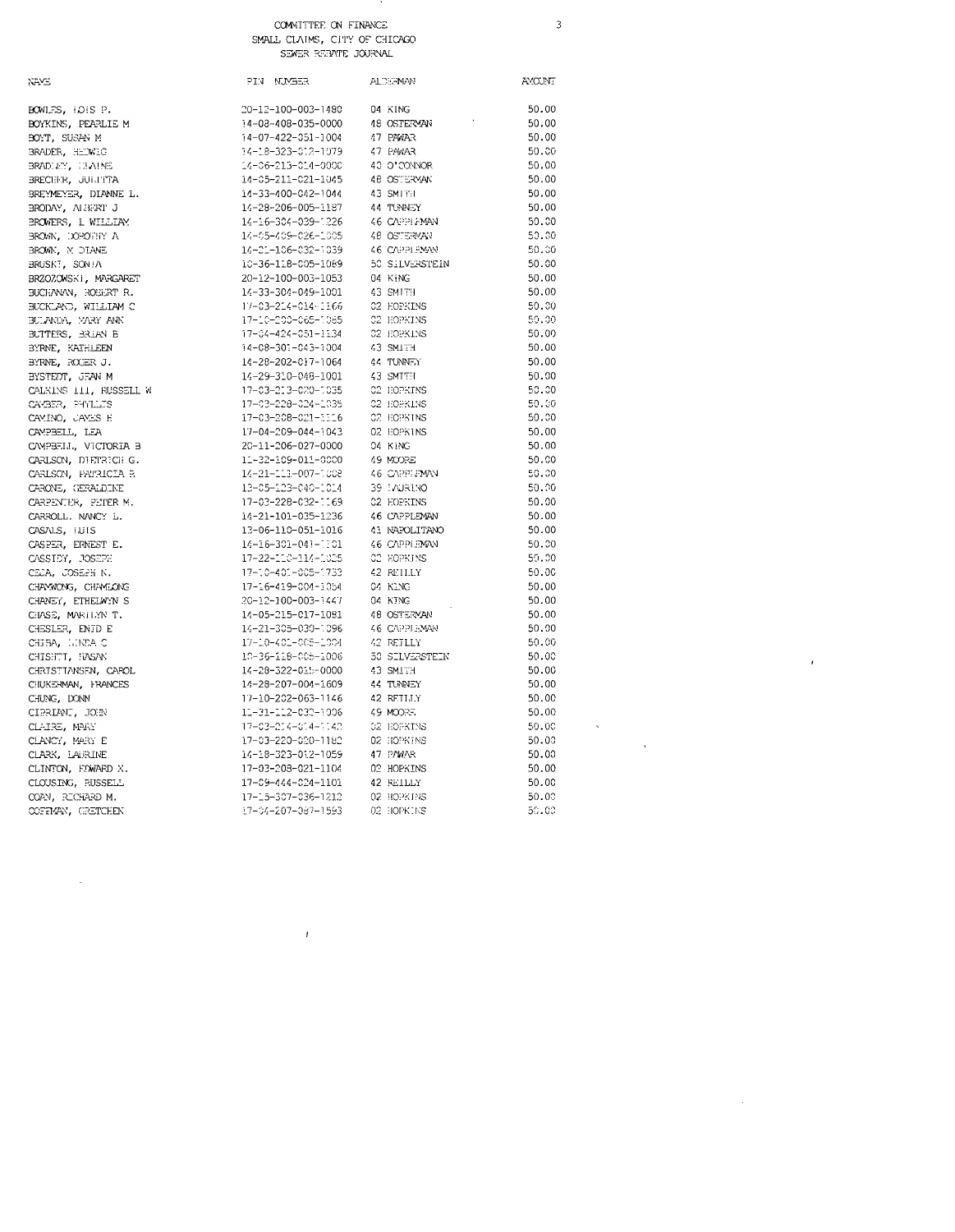COMMITTEE ON FINANCE
SMALL CLAIMS, CITY OF CHICAGO
SEWER REBATE JOURNAL

| NAME | PIN NUMBER | ALDERMAN | AMOUNT |
|---|---|---|---|
| BOWLES, LOIS P. | 20-12-100-003-1480 | 04 KING | 50.00 |
| BOYKINS, PEARLIE M | 14-08-408-035-0000 | 48 OSTERMAN | 50.00 |
| BOYT, SUSAN M | 14-07-422-051-1004 | 47 PAWAR | 50.00 |
| BRADER, HEDWIG | 14-18-323-012-1079 | 47 PAWAR | 50.00 |
| BRADLEY, ELAINE | 14-06-213-014-0000 | 40 O'CONNOR | 50.00 |
| BRECHER, JULITTA | 14-05-211-021-1045 | 48 OSTERMAN | 50.00 |
| BREYMEYER, DIANNE L. | 14-33-400-042-1044 | 43 SMITH | 50.00 |
| BRODAY, ALBERT J | 14-28-206-005-1187 | 44 TUNNEY | 50.00 |
| BROWERS, L WILLIAM | 14-16-304-039-1226 | 46 CAPPLEMAN | 50.00 |
| BROWN, DOROTHY A | 14-05-409-026-1005 | 48 OSTERMAN | 50.00 |
| BROWN, M DIANE | 14-21-106-032-1039 | 46 CAPPLEMAN | 50.00 |
| BRUSKI, SONIA | 10-36-118-005-1089 | 50 SILVERSTEIN | 50.00 |
| BRZOZOWSKI, MARGARET | 20-12-100-003-1053 | 04 KING | 50.00 |
| BUCHANAN, ROBERT R. | 14-33-304-049-1001 | 43 SMITH | 50.00 |
| BUCKLAND, WILLIAM C | 17-03-214-014-1166 | 02 HOPKINS | 50.00 |
| BULANDA, MARY ANN | 17-10-200-065-1065 | 02 HOPKINS | 50.00 |
| BUTTERS, BRIAN B | 17-04-424-051-1134 | 02 HOPKINS | 50.00 |
| BYRNE, KATHLEEN | 14-08-301-045-1004 | 43 SMITH | 50.00 |
| BYRNE, ROGER J. | 14-28-202-017-1064 | 44 TUNNEY | 50.00 |
| BYSTEDT, JEAN M | 14-29-310-048-1001 | 43 SMITH | 50.00 |
| CALKINS III, RUSSELL W | 17-03-213-020-1035 | 02 HOPKINS | 50.00 |
| CAMBER, PHYLLIS | 17-03-228-024-1035 | 02 HOPKINS | 50.00 |
| CAMINO, JAMES E | 17-03-208-021-1116 | 02 HOPKINS | 50.00 |
| CAMPBELL, LEA | 17-04-209-044-1043 | 02 HOPKINS | 50.00 |
| CAMPBELL, VICTORIA B | 20-11-206-027-0000 | 04 KING | 50.00 |
| CARLSON, DIETRICH G. | 11-32-109-011-0000 | 49 MOORE | 50.00 |
| CARLSON, PATRICIA R | 14-21-111-007-1008 | 46 CAPPLEMAN | 50.00 |
| CARONE, GERALDINE | 13-05-123-040-1014 | 39 LAURINO | 50.00 |
| CARPENTER, PETER M. | 17-03-228-032-1169 | 02 HOPKINS | 50.00 |
| CARROLL, NANCY L. | 14-21-101-035-1236 | 46 CAPPLEMAN | 50.00 |
| CASALS, LUIS | 13-06-110-051-1016 | 41 NAPOLITANO | 50.00 |
| CASPER, ERNEST E. | 14-16-301-041-1101 | 46 CAPPLEMAN | 50.00 |
| CASSIDY, JOSEPH | 17-22-110-114-1025 | 02 HOPKINS | 50.00 |
| CECA, JOSEPH K. | 17-10-401-005-1753 | 42 REILLY | 50.00 |
| CHAMWONG, CHAMLONG | 17-16-419-004-1054 | 04 KING | 50.00 |
| CHANEY, ETHELWYN S | 20-12-100-003-1447 | 04 KING | 50.00 |
| CHASE, MARILYN T. | 14-05-215-017-1081 | 48 OSTERMAN | 50.00 |
| CHESLER, ENID E | 14-21-305-030-1096 | 46 CAPPLEMAN | 50.00 |
| CHIBA, LINDA C | 17-10-401-005-1024 | 42 REILLY | 50.00 |
| CHISHTI, HASAN | 10-36-118-005-1006 | 50 SILVERSTEIN | 50.00 |
| CHRISTIANSEN, CAROL | 14-28-322-015-0000 | 43 SMITH | 50.00 |
| CHUKERMAN, FRANCES | 14-28-207-004-1609 | 44 TUNNEY | 50.00 |
| CHUNG, DONN | 17-10-202-063-1146 | 42 REILLY | 50.00 |
| CIPRIANI, JOHN | 11-31-112-030-1006 | 49 MOORE | 50.00 |
| CLAIRE, MARY | 17-03-214-014-1140 | 02 HOPKINS | 50.00 |
| CLANCY, MARY E | 17-03-220-030-1182 | 02 HOPKINS | 50.00 |
| CLARK, LAURINE | 14-18-323-012-1059 | 47 PAWAR | 50.00 |
| CLINTON, EDWARD X. | 17-03-208-021-1104 | 02 HOPKINS | 50.00 |
| CLOUSING, RUSSELL | 17-09-444-024-1101 | 42 REILLY | 50.00 |
| COAN, RICHARD M. | 17-15-307-036-1212 | 02 HOPKINS | 50.00 |
| COFFMAN, GRETCHEN | 17-04-207-087-1593 | 02 HOPKINS | 50.00 |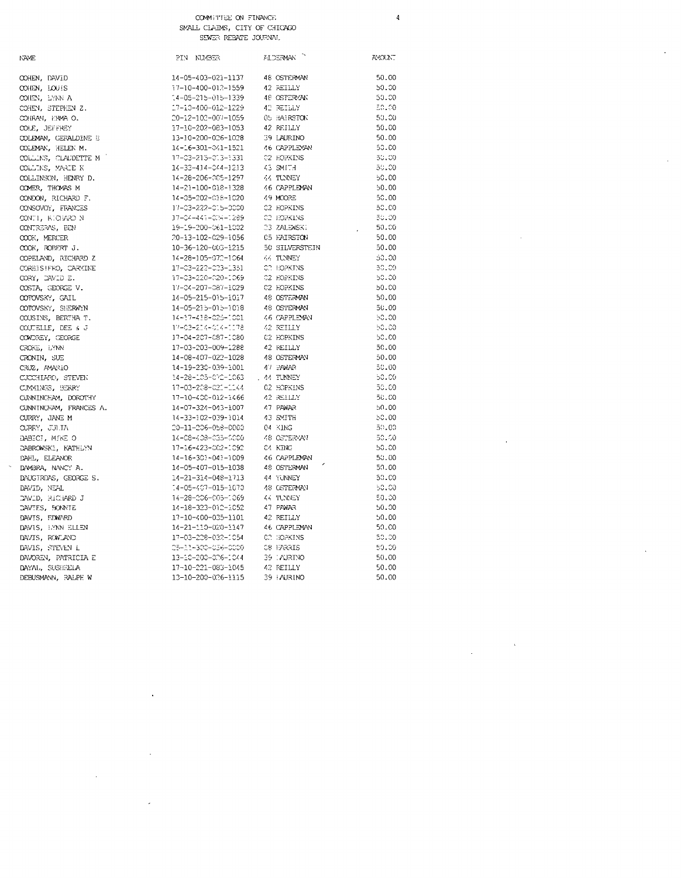COMMITTEE ON FINANCE
SMALL CLAIMS, CITY OF CHICAGO
SEWER REBATE JOURNAL

| NAME | PIN NUMBER | ALDERMAN | AMOUNT |
|---|---|---|---|
| COHEN, DAVID | 14-05-403-021-1137 | 48 OSTERMAN | 50.00 |
| COHEN, LOUIS | 17-10-400-012-1559 | 42 REILLY | 50.00 |
| COHEN, LYNN A | 14-05-215-015-1339 | 48 OSTERMAN | 50.00 |
| COHEN, STEPHEN Z. | 17-10-400-012-1229 | 42 REILLY | 50.00 |
| COHRAN, ERMA O. | 20-12-102-007-1059 | 05 HAIRSTON | 50.00 |
| COLE, JEFFREY | 17-10-202-083-1053 | 42 REILLY | 50.00 |
| COLEMAN, GERALDINE B | 13-10-200-026-1028 | 39 LAURINO | 50.00 |
| COLEMAN, HELEN M. | 14-16-301-041-1521 | 46 CAPPLEMAN | 50.00 |
| COLLINS, CLAUDETTE M | 17-03-215-013-1331 | 02 HOPKINS | 50.00 |
| COLLINS, MARIE K | 14-33-414-044-1213 | 43 SMITH | 50.00 |
| COLLINSON, HENRY D. | 14-28-206-005-1297 | 44 TUNNEY | 50.00 |
| COMER, THOMAS M | 14-21-100-018-1328 | 46 CAPPLEMAN | 50.00 |
| CONDON, RICHARD F. | 14-05-202-018-1020 | 49 MOORE | 50.00 |
| CONSOVOY, FRANCES | 17-03-222-015-0000 | 02 HOPKINS | 50.00 |
| CONTI, RICHARD N | 17-04-441-004-1289 | 02 HOPKINS | 50.00 |
| CONTRERAS, BEN | 19-19-200-061-1002 | 23 ZALEWSKI | 50.00 |
| COOK, MERCER | 20-13-102-029-1056 | 05 HAIRSTON | 50.00 |
| COOK, ROBERT J. | 10-36-120-003-1215 | 50 SILVERSTEIN | 50.00 |
| COPELAND, RICHARD Z | 14-28-105-070-1064 | 44 TUNNEY | 50.00 |
| CORBISIERO, CARMINE | 17-03-222-023-1351 | 02 HOPKINS | 50.00 |
| CORY, DAVID E. | 17-03-220-020-1069 | 02 HOPKINS | 50.00 |
| COSTA, GEORGE V. | 17-04-207-087-1029 | 02 HOPKINS | 50.00 |
| COTOVSKY, GAIL | 14-05-215-015-1017 | 48 OSTERMAN | 50.00 |
| COTOVSKY, SHERWYN | 14-05-215-015-1018 | 48 OSTERMAN | 50.00 |
| COUSINS, BERTHA T. | 14-17-418-025-1001 | 46 CAPPLEMAN | 50.00 |
| COUTELLE, DEE & J | 17-03-214-014-1178 | 42 REILLY | 50.00 |
| COWDREY, GEORGE | 17-04-207-087-1080 | 02 HOPKINS | 50.00 |
| CROKE, LYNN | 17-03-203-009-1288 | 42 REILLY | 50.00 |
| CRONIN, SUE | 14-08-407-022-1028 | 48 OSTERMAN | 50.00 |
| CRUZ, AMARIO | 14-19-230-039-1001 | 47 PAWAR | 50.00 |
| CUCCHIARO, STEVEN | 14-28-105-070-1063 | 44 TUNNEY | 50.00 |
| CUMMINGS, BERRY | 17-03-208-021-1144 | 02 HOPKINS | 50.00 |
| CUNNINGHAM, DOROTHY | 17-10-400-012-1466 | 42 REILLY | 50.00 |
| CUNNINGHAM, FRANCES A. | 14-07-324-043-1007 | 47 PAWAR | 50.00 |
| CURRY, JANE M | 14-33-102-039-1014 | 43 SMITH | 50.00 |
| CURRY, JULIA | 20-11-206-058-0000 | 04 KING | 50.00 |
| DABICI, MIKE O | 14-08-408-035-0000 | 48 OSTERMAN | 50.00 |
| DABROWSKI, KATHLYN | 17-16-423-002-1092 | 04 KING | 50.00 |
| DAHL, ELEANOR | 14-16-301-041-1009 | 46 CAPPLEMAN | 50.00 |
| DAMBRA, NANCY A. | 14-05-407-015-1038 | 48 OSTERMAN | 50.00 |
| DAUGIRDAS, GEORGE S. | 14-21-314-048-1713 | 44 TUNNEY | 50.00 |
| DAVID, NEAL | 14-05-407-015-1070 | 48 OSTERMAN | 50.00 |
| DAVID, RICHARD J | 14-28-206-005-1069 | 44 TUNNEY | 50.00 |
| DAVIES, BONNIE | 14-18-323-012-1052 | 47 PAWAR | 50.00 |
| DAVIS, EDWARD | 17-10-400-035-1101 | 42 REILLY | 50.00 |
| DAVIS, LYNN ELLEN | 14-21-110-020-1147 | 46 CAPPLEMAN | 50.00 |
| DAVIS, ROWLAND | 17-03-228-032-1054 | 02 HOPKINS | 50.00 |
| DAVIS, STEVEN L | 25-11-300-036-0000 | 08 HARRIS | 50.00 |
| DAVOREN, PATRICIA E | 13-10-200-026-1044 | 39 LAURINO | 50.00 |
| DAYAL, SUSHEELA | 17-10-221-083-1045 | 42 REILLY | 50.00 |
| DEBUSMANN, RALPH W | 13-10-200-026-1115 | 39 LAURINO | 50.00 |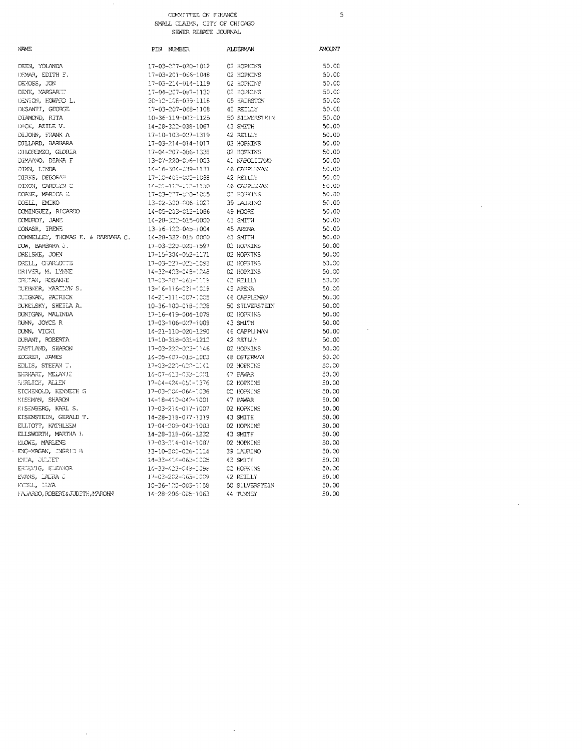COMMITTEE ON FINANCE
SMALL CLAIMS, CITY OF CHICAGO
SEWER REBATE JOURNAL

| NAME | PIN NUMBER | ALDERMAN | AMOUNT |
|---|---|---|---|
| DEEN, YOLANDA | 17-03-227-020-1012 | 02 HOPKINS | 50.00 |
| DEMAR, EDITH F. | 17-03-201-066-1048 | 02 HOPKINS | 50.00 |
| DEMOSS, JON | 17-03-214-014-1119 | 02 HOPKINS | 50.00 |
| DENK, MARGARET | 17-04-207-087-1130 | 02 HOPKINS | 50.00 |
| DENTON, HOWARD L. | 20-12-105-039-1116 | 05 HAIRSTON | 50.00 |
| DESANTI, GEORGE | 17-03-207-068-1108 | 42 REILLY | 50.00 |
| DIAMOND, RITA | 10-36-119-003-1125 | 50 SILVERSTEIN | 50.00 |
| DICK, AZILE V. | 14-28-322-038-1067 | 43 SMITH | 50.00 |
| DIJOHN, FRANK A | 17-10-103-027-1319 | 42 REILLY | 50.00 |
| DILLARD, BARBARA | 17-03-214-014-1017 | 02 HOPKINS | 50.00 |
| DILORENZO, GLORIA | 17-04-207-086-1338 | 02 HOPKINS | 50.00 |
| DIMAANO, DIANA F | 13-07-220-056-1003 | 41 NAPOLITANO | 50.00 |
| DINN, LINDA | 14-16-304-039-1137 | 46 CAPPLEMAN | 50.00 |
| DIRKS, DEBORAH | 17-10-401-005-1088 | 42 REILLY | 50.00 |
| DIXON, CAROLYN C | 14-21-112-012-1150 | 46 CAPPLEMAN | 50.00 |
| DOANE, MARICA E | 17-03-227-020-1005 | 02 HOPKINS | 50.00 |
| DOELL, EMIKO | 13-02-300-006-1027 | 39 LAURINO | 50.00 |
| DOMINGUEZ, RICARDO | 14-05-203-012-1086 | 49 MOORE | 50.00 |
| DOMUROT, JANE | 14-28-322-015-0000 | 43 SMITH | 50.00 |
| DONASH, IRENE | 13-16-122-045-1004 | 45 ARENA | 50.00 |
| DONNELLEY, THOMAS F. & BARBARA C. | 14-28-322-015-0000 | 43 SMITH | 50.00 |
| DOW, BARBARA J. | 17-03-220-020-1597 | 02 HOPKINS | 50.00 |
| DREISKE, JOHN | 17-15-304-052-1171 | 02 HOPKINS | 50.00 |
| DRELL, CHARLOTTE | 17-03-227-022-1098 | 02 HOPKINS | 50.00 |
| DRIVER, M. LYNNE | 14-33-423-048-1248 | 02 HOPKINS | 50.00 |
| DRUTAN, ROSANNE | 17-03-202-065-1119 | 42 REILLY | 50.00 |
| DUEBNER, MARILYN S. | 13-16-116-031-1019 | 45 ARENA | 50.00 |
| DUIGNAN, PATRICK | 14-21-111-007-1005 | 46 CAPPLEMAN | 50.00 |
| DUKELSKY, SHEILA A. | 10-36-100-018-1228 | 50 SILVERSTEIN | 50.00 |
| DUNIGAN, MALINDA | 17-16-419-004-1078 | 02 HOPKINS | 50.00 |
| DUNN, JOYCE R | 17-03-106-027-1009 | 43 SMITH | 50.00 |
| DUNN, VICKI | 14-21-110-020-1290 | 46 CAPPLEMAN | 50.00 |
| DURANT, ROBERTA | 17-10-318-031-1212 | 42 REILLY | 50.00 |
| EASTLAND, SHARON | 17-03-222-023-1146 | 02 HOPKINS | 50.00 |
| EDGREN, JAMES | 14-05-407-015-1003 | 48 OSTERMAN | 50.00 |
| EDLIS, STEFAN T. | 17-03-220-020-1141 | 02 HOPKINS | 50.00 |
| EHRHART, MELANIE | 14-07-413-032-1001 | 47 PAWAR | 50.00 |
| EHRLICH, ALLEN | 17-04-424-051-1376 | 02 HOPKINS | 50.00 |
| EICHENOLD, KENNETH G | 17-03-204-064-1036 | 02 HOPKINS | 50.00 |
| EISEMAN, SHARON | 14-18-410-042-1001 | 47 PAWAR | 50.00 |
| EISENBERG, KARL S. | 17-03-214-017-1007 | 02 HOPKINS | 50.00 |
| EISENSTEIN, GERALD T. | 14-28-318-077-1319 | 43 SMITH | 50.00 |
| ELLIOTT, KATHLEEN | 17-04-209-043-1003 | 02 HOPKINS | 50.00 |
| ELLSWORTH, MARTHA L | 14-28-318-064-1232 | 43 SMITH | 50.00 |
| ELOWE, MARLENE | 17-03-214-014-1087 | 02 HOPKINS | 50.00 |
| ENG-YAGAN, INGRID B | 13-10-203-026-1114 | 39 LAURINO | 50.00 |
| ENEA, JULIET | 14-33-414-062-1005 | 43 SMITH | 50.00 |
| ERDEVIG, ELEANOR | 14-33-423-048-1095 | 02 HOPKINS | 50.00 |
| EVANS, LAURA C | 17-03-202-063-1009 | 42 REILLY | 50.00 |
| EYDEL, ILYA | 10-36-100-003-1158 | 50 SILVERSTEIN | 50.00 |
| FAJARDO, ROBERT&JUDITH, MAROHN | 14-28-206-005-1063 | 44 TUNNEY | 50.00 |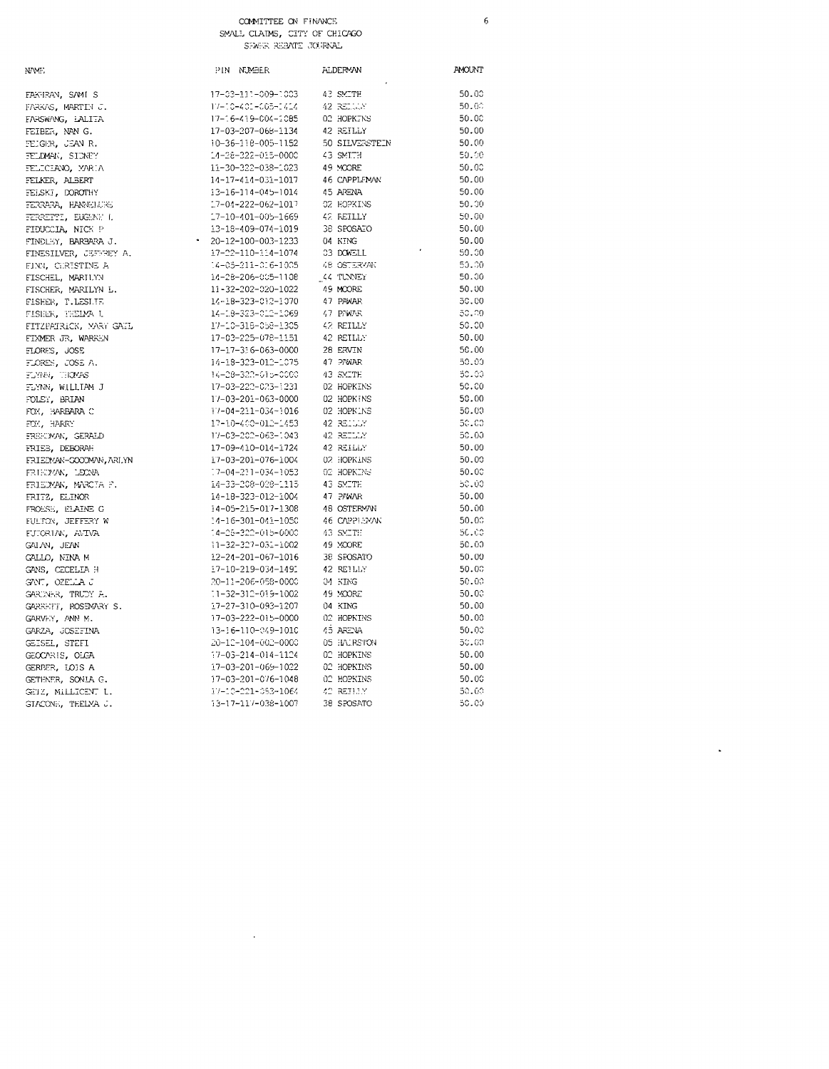COMMITTEE ON FINANCE
SMALL CLAIMS, CITY OF CHICAGO
SEWER REBATE JOURNAL

| NAME | PIN NUMBER | ALDERMAN | AMOUNT |
|---|---|---|---|
| FAKHRAN, SAMI S | 17-03-111-009-1003 | 43 SMITH | 50.00 |
| FARKAS, MARTIN C. | 17-10-401-005-1414 | 42 REILLY | 50.00 |
| FARSWANG, LALITA | 17-16-419-004-1085 | 02 HOPKINS | 50.00 |
| FEIBER, NAN G. | 17-03-207-068-1134 | 42 REILLY | 50.00 |
| FEIGER, JEAN R. | 10-36-118-005-1152 | 50 SILVERSTEIN | 50.00 |
| FELDMAN, SIDNEY | 14-28-322-015-0000 | 43 SMITH | 50.00 |
| FELICIANO, MARIA | 11-30-322-038-1023 | 49 MOORE | 50.00 |
| FELKER, ALBERT | 14-17-414-031-1017 | 46 CAPPLEMAN | 50.00 |
| FELSKI, DOROTHY | 13-16-114-045-1014 | 45 ARENA | 50.00 |
| FERRARA, HANNELORE | 17-04-222-062-1017 | 02 HOPKINS | 50.00 |
| FERRETTI, EUGENE L | 17-10-401-005-1669 | 42 REILLY | 50.00 |
| FIDUCCIA, NICK P | 13-18-409-074-1019 | 38 SPOSATO | 50.00 |
| FINDLEY, BARBARA J. | 20-12-100-003-1233 | 04 KING | 50.00 |
| FINESILVER, JEFFREY A. | 17-22-110-114-1074 | 03 DOWELL | 50.00 |
| FINN, CHRISTINE A | 14-05-211-016-1005 | 48 OSTERMAN | 50.00 |
| FISCHEL, MARILYN | 14-28-206-005-1108 | 44 TUNNEY | 50.00 |
| FISCHER, MARILYN L. | 11-32-202-020-1022 | 49 MOORE | 50.00 |
| FISHER, T.LESLIE | 14-18-323-012-1070 | 47 PAWAR | 50.00 |
| FISHER, THELMA L | 14-18-323-012-1069 | 47 PAWAR | 50.00 |
| FITZPATRICK, MARY GAIL | 17-10-318-058-1305 | 42 REILLY | 50.00 |
| FIXMER JR, WARREN | 17-03-225-078-1151 | 42 REILLY | 50.00 |
| FLORES, JOSE | 17-17-316-063-0000 | 28 ERVIN | 50.00 |
| FLORES, JOSE A. | 14-18-323-012-1075 | 47 PAWAR | 50.00 |
| FLYNN, THOMAS | 14-28-322-015-0000 | 43 SMITH | 50.00 |
| FLYNN, WILLIAM J | 17-03-222-025-1231 | 02 HOPKINS | 50.00 |
| FOLEY, BRIAN | 17-03-201-063-0000 | 02 HOPKINS | 50.00 |
| FOX, BARBARA C | 17-04-211-034-1016 | 02 HOPKINS | 50.00 |
| FOX, HARRY | 17-10-400-012-1453 | 42 REILLY | 50.00 |
| FREEDMAN, GERALD | 17-03-202-063-1043 | 42 REILLY | 50.00 |
| FRIES, DEBORAH | 17-09-410-014-1724 | 42 REILLY | 50.00 |
| FRIEDMAN-GOODMAN, ARLYN | 17-03-201-076-1004 | 02 HOPKINS | 50.00 |
| FRIEDMAN, LEONA | 17-04-211-034-1053 | 02 HOPKINS | 50.00 |
| FRIEDMAN, MARCIA F. | 14-33-208-028-1115 | 43 SMITH | 50.00 |
| FRITZ, ELINOR | 14-18-323-012-1004 | 47 PAWAR | 50.00 |
| FROESE, ELAINE G | 14-05-215-017-1308 | 48 OSTERMAN | 50.00 |
| FULTON, JEFFERY W | 14-16-301-041-1050 | 46 CAPPLEMAN | 50.00 |
| FUTORIAN, AVIVA | 14-28-322-015-0000 | 43 SMITH | 50.00 |
| GALAN, JEAN | 11-32-327-031-1002 | 49 MOORE | 50.00 |
| GALLO, NINA M | 12-24-201-067-1016 | 38 SPOSATO | 50.00 |
| GANS, CECELIA H | 17-10-219-034-1491 | 42 REILLY | 50.00 |
| GANT, OZELLA J | 20-11-206-058-0000 | 04 KING | 50.00 |
| GARDNER, TRUDY A. | 11-32-312-019-1002 | 49 MOORE | 50.00 |
| GARRETT, ROSEMARY S. | 17-27-310-093-1207 | 04 KING | 50.00 |
| GARVEY, ANN M. | 17-03-222-015-0000 | 02 HOPKINS | 50.00 |
| GARZA, JOSEFINA | 13-16-110-049-1010 | 45 ARENA | 50.00 |
| GEISEL, STEFI | 20-12-104-002-0000 | 05 HAIRSTON | 50.00 |
| GEOCARIS, OLGA | 17-03-214-014-1124 | 02 HOPKINS | 50.00 |
| GERBER, LOIS A | 17-03-201-069-1022 | 02 HOPKINS | 50.00 |
| GETHNER, SONIA G. | 17-03-201-076-1048 | 02 HOPKINS | 50.00 |
| GETZ, MILLICENT L. | 17-10-221-053-1064 | 42 REILLY | 50.00 |
| GIACONE, THELMA J. | 13-17-117-038-1007 | 38 SPOSATO | 50.00 |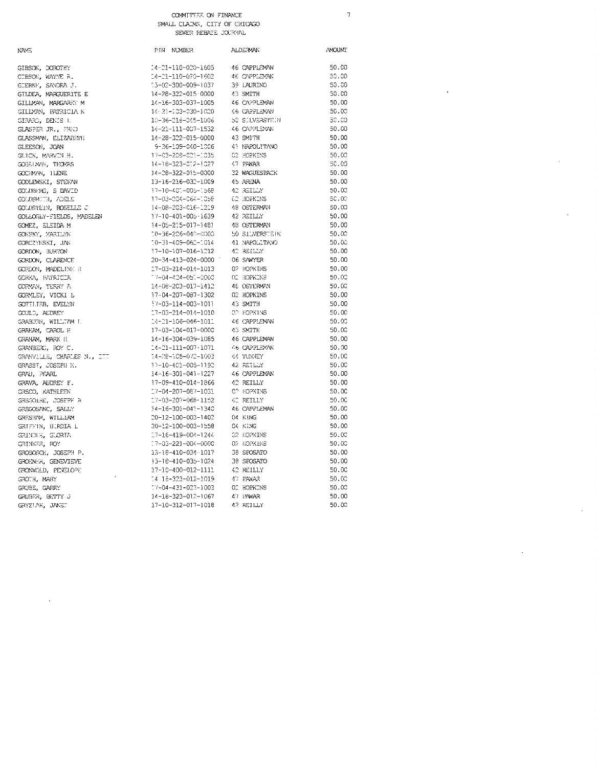COMMITTEE ON FINANCE
SMALL CLAIMS, CITY OF CHICAGO
SEWER REBATE JOURNAL

| NAME | PIN NUMBER | ALDERMAN | AMOUNT |
|---|---|---|---|
| GIBSON, DOROTHY | 14-21-110-020-1605 | 46 CAPPLEMAN | 50.00 |
| GIBSON, WAYNE R. | 14-21-110-020-1602 | 46 CAPPLEMAN | 50.00 |
| GIERKE, SANDRA J. | 13-02-300-009-1037 | 39 LAURINO | 50.00 |
| GILDEA, MARGUERITE E | 14-28-322-015-0000 | 43 SMITH | 50.00 |
| GILLMAN, MARGARET M | 14-16-303-037-1005 | 46 CAPPLEMAN | 50.00 |
| GILLMAN, PATRICIA K | 14-21-103-030-1020 | 46 CAPPLEMAN | 50.00 |
| GIRARD, DENIS L | 10-36-218-045-1006 | 50 SILVERSTEIN | 50.00 |
| GLASPER JR., FRED | 14-21-111-007-1532 | 46 CAPPLEMAN | 50.00 |
| GLASSMAN, ELIZABETH | 14-28-322-015-0000 | 43 SMITH | 50.00 |
| GLEESON, JOAN | 9-36-109-040-1006 | 41 NAPOLITANO | 50.00 |
| GLICK, MARVIN H. | 17-03-208-021-1035 | 02 HOPKINS | 50.00 |
| GOBELMAN, THOMAS | 14-18-323-012-1027 | 47 PAWAR | 50.00 |
| GOCHMAN, ILENE | 14-28-322-015-0000 | 32 WAGUESPACK | 50.00 |
| GODLEWSKI, STEFAN | 13-16-216-032-1009 | 45 ARENA | 50.00 |
| GOLDBERG, S DAVID | 17-10-401-005-1568 | 42 REILLY | 50.00 |
| GOLDSMITH, ADELE | 17-03-204-064-1058 | 02 HOPKINS | 50.00 |
| GOLDSTEIN, ROSELLE C | 14-08-203-016-1219 | 48 OSTERMAN | 50.00 |
| GOLLOGLY-FIELDS, MADELEN | 17-10-401-005-1639 | 42 REILLY | 50.00 |
| GOMEZ, ELEIDA M | 14-05-215-017-1481 | 48 OSTERMAN | 50.00 |
| GONSKY, MARILYN | 10-36-206-048-0000 | 50 SILVERSTEIN | 50.00 |
| GORCZYNSKI, JAN | 10-31-409-062-1014 | 41 NAPOLITANO | 50.00 |
| GORDON, BURTON | 17-10-107-016-1212 | 42 REILLY | 50.00 |
| GORDON, CLARENCE | 20-34-413-024-0000 | 06 SAWYER | 50.00 |
| GORDON, MADELINE B | 17-03-214-014-1013 | 02 HOPKINS | 50.00 |
| GORKA, PATRICIA | 17-04-424-051-0000 | 02 HOPKINS | 50.00 |
| GORMAN, TERRY A | 14-08-203-017-1412 | 48 OSTERMAN | 50.00 |
| GORMLEY, VICKI L | 17-04-207-087-1302 | 02 HOPKINS | 50.00 |
| GOTTLIEB, EVELYN | 17-03-114-003-1011 | 43 SMITH | 50.00 |
| GOULD, AUDREY | 17-03-214-014-1010 | 02 HOPKINS | 50.00 |
| GRABURN, WILLIAM L | 14-21-106-046-1011 | 46 CAPPLEMAN | 50.00 |
| GRAHAM, CAROL H | 17-03-104-017-0000 | 43 SMITH | 50.00 |
| GRAHAM, MARK H | 14-16-304-039-1085 | 46 CAPPLEMAN | 50.00 |
| GRANBERG, ROY C. | 14-21-111-007-1071 | 46 CAPPLEMAN | 50.00 |
| GRANVILLE, CHARLES N., III | 14-28-105-072-1003 | 44 TUNNEY | 50.00 |
| GRASSI, JOSEPH M. | 17-10-401-005-1190 | 42 REILLY | 50.00 |
| GRAU, PEARL | 14-16-301-041-1227 | 46 CAPPLEMAN | 50.00 |
| GRAVA, AUDREY F. | 17-09-410-014-1866 | 42 REILLY | 50.00 |
| GRECO, KATHLEEN | 17-04-207-087-1031 | 02 HOPKINS | 50.00 |
| GREGOIRE, JOSEPH A | 17-03-207-068-1152 | 42 REILLY | 50.00 |
| GREGOSANC, SALLY | 14-16-301-041-1340 | 46 CAPPLEMAN | 50.00 |
| GRESHAM, WILLIAM | 20-12-100-003-1402 | 04 KING | 50.00 |
| GRIFFIN, BIRDIA L | 20-12-100-003-1558 | 04 KING | 50.00 |
| GRINDLE, GLORIA | 17-16-419-004-1244 | 02 HOPKINS | 50.00 |
| GRINKER, ROY | 17-03-221-004-0000 | 02 HOPKINS | 50.00 |
| GROBOSCH, JOSEPH P. | 13-18-410-034-1017 | 38 SPOSATO | 50.00 |
| GROENER, GENEVIEVE | 13-18-410-035-1024 | 38 SPOSATO | 50.00 |
| GRONWOLD, PENELOPE | 17-10-400-012-1111 | 42 REILLY | 50.00 |
| GROTH, MARY | 14-18-323-012-1019 | 47 PAWAR | 50.00 |
| GRUBE, GARRY | 17-04-431-023-1003 | 02 HOPKINS | 50.00 |
| GRUBER, BETTY J | 14-18-323-012-1067 | 47 PAWAR | 50.00 |
| GRYZLAK, JANET | 17-10-312-017-1018 | 42 REILLY | 50.00 |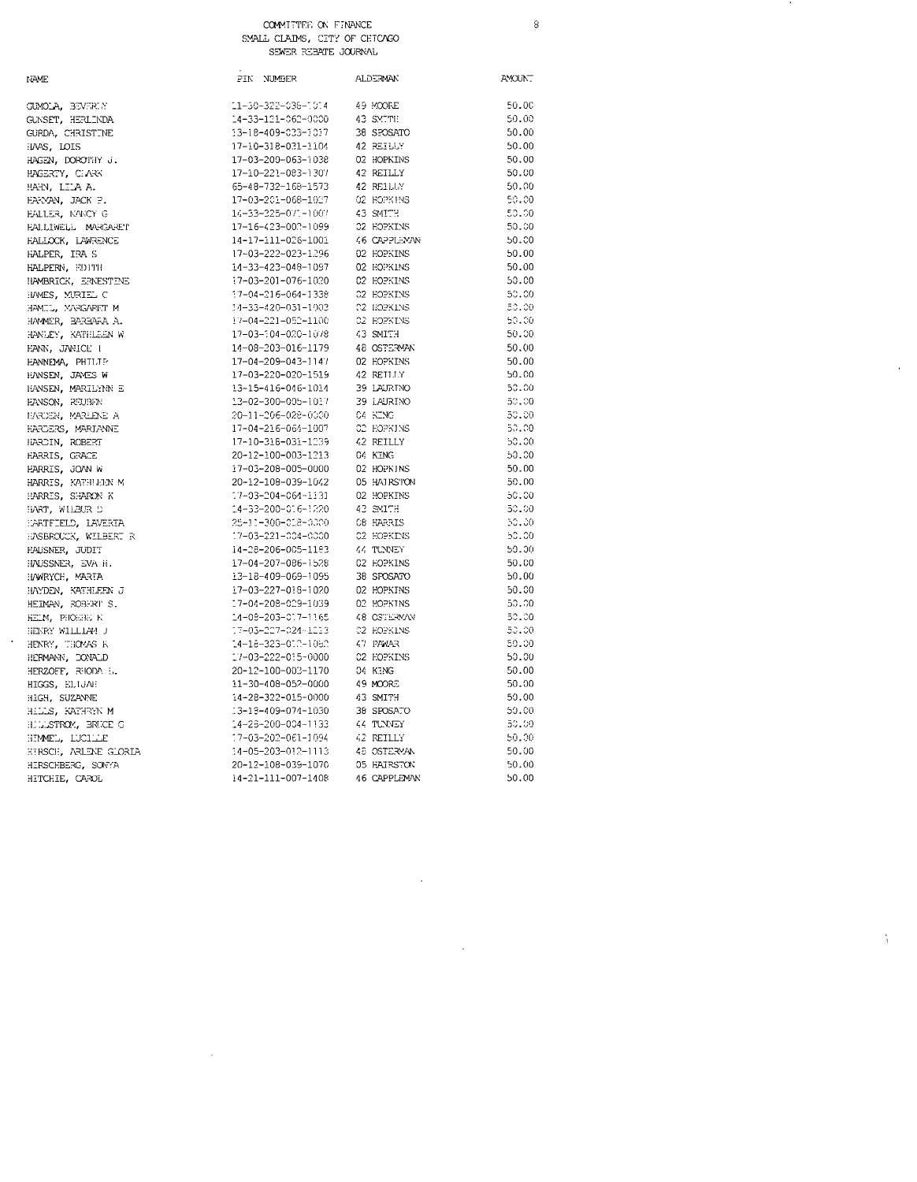COMMITTEE ON FINANCE
SMALL CLAIMS, CITY OF CHICAGO
SEWER REBATE JOURNAL

| NAME | PIN NUMBER | ALDERMAN | AMOUNT |
|---|---|---|---|
| GUMOLA, BEVERLY | 11-30-322-036-1014 | 49 MOORE | 50.00 |
| GUNSET, HERLINDA | 14-33-121-062-0000 | 43 SMITH | 50.00 |
| GURDA, CHRISTINE | 13-18-409-033-1017 | 38 SPOSATO | 50.00 |
| HAAS, LOIS | 17-10-318-031-1104 | 42 REILLY | 50.00 |
| HAGEN, DOROTHY J. | 17-03-200-063-1038 | 02 HOPKINS | 50.00 |
| HAGERTY, CLARK | 17-10-221-083-1307 | 42 REILLY | 50.00 |
| HAHN, LILA A. | 65-48-732-168-1573 | 42 REILLY | 50.00 |
| HAKMAN, JACK P. | 17-03-201-068-1027 | 02 HOPKINS | 50.00 |
| HALLER, NANCY G | 14-33-325-071-1007 | 43 SMITH | 50.00 |
| HALLIWELL MARGARET | 17-16-423-003-1099 | 02 HOPKINS | 50.00 |
| HALLOCK, LAWRENCE | 14-17-111-026-1001 | 46 CAPPLEMAN | 50.00 |
| HALPER, IRA S | 17-03-222-023-1296 | 02 HOPKINS | 50.00 |
| HALPERN, EDITH | 14-33-423-048-1097 | 02 HOPKINS | 50.00 |
| HAMBRICK, ERNESTINE | 17-03-201-076-1020 | 02 HOPKINS | 50.00 |
| HAMES, MURIEL C | 17-04-216-064-1338 | 02 HOPKINS | 50.00 |
| HAMILL, MARGARET M | 14-33-420-031-1003 | 02 HOPKINS | 50.00 |
| HAMMER, BARBARA A. | 17-04-221-052-1100 | 02 HOPKINS | 50.00 |
| HANLEY, KATHLEEN W | 17-03-104-020-1078 | 43 SMITH | 50.00 |
| HANN, JANICE I | 14-08-203-016-1179 | 48 OSTERMAN | 50.00 |
| HANNEMA, PHILIP | 17-04-209-043-1147 | 02 HOPKINS | 50.00 |
| HANSEN, JAMES W | 17-03-220-020-1519 | 42 REILLY | 50.00 |
| HANSEN, MARILYNN E | 13-15-416-046-1014 | 39 LAURINO | 50.00 |
| HANSON, REUBEN | 13-02-300-005-1017 | 39 LAURINO | 50.00 |
| HARDEN, MARLENE A | 20-11-206-028-0000 | 04 KING | 50.00 |
| HARDERS, MARIANNE | 17-04-216-064-1007 | 02 HOPKINS | 50.00 |
| HARDIN, ROBERT | 17-10-318-031-1039 | 42 REILLY | 50.00 |
| HARRIS, GRACE | 20-12-100-003-1213 | 04 KING | 50.00 |
| HARRIS, JOAN W | 17-03-208-005-0000 | 02 HOPKINS | 50.00 |
| HARRIS, KATHLEEN M | 20-12-108-039-1042 | 05 HAIRSTON | 50.00 |
| HARRIS, SHARON K | 17-03-204-064-1131 | 02 HOPKINS | 50.00 |
| HART, WILBUR D | 14-33-200-016-1220 | 43 SMITH | 50.00 |
| HARTFIELD, LAVERTA | 25-11-300-018-0000 | 08 HARRIS | 50.00 |
| HASBROUCK, WILBERT R | 17-03-221-004-0000 | 02 HOPKINS | 50.00 |
| HAUSNER, JUDIT | 14-28-206-005-1183 | 44 TUNNEY | 50.00 |
| HAUSSNER, EVA H. | 17-04-207-086-1528 | 02 HOPKINS | 50.00 |
| HAWRYCH, MARIA | 13-18-409-069-1095 | 38 SPOSATO | 50.00 |
| HAYDEN, KATHLEEN J | 17-03-227-018-1020 | 02 HOPKINS | 50.00 |
| HEIMAN, ROBERT S. | 17-04-208-029-1039 | 02 HOPKINS | 50.00 |
| HELM, PHOEBE K | 14-08-203-017-1165 | 48 OSTERMAN | 50.00 |
| HENRY WILLIAM J | 17-03-227-024-1213 | 02 HOPKINS | 50.00 |
| HENRY, THOMAS K | 14-18-323-010-1080 | 47 PAWAR | 50.00 |
| HERMANN, DONALD | 17-03-222-015-0000 | 02 HOPKINS | 50.00 |
| HERZOFF, RHODA L. | 20-12-100-003-1170 | 04 KING | 50.00 |
| HIGGS, ELIJAH | 11-30-408-052-0000 | 49 MOORE | 50.00 |
| HIGH, SUZANNE | 14-28-322-015-0000 | 43 SMITH | 50.00 |
| HILLS, KATHRYN M | 13-18-409-074-1030 | 38 SPOSATO | 50.00 |
| HILLSTROM, BRUCE C | 14-28-200-004-1133 | 44 TUNNEY | 50.00 |
| HIMMEL, LUCILLE | 17-03-202-061-1094 | 42 REILLY | 50.00 |
| HIRSCH, ARLENE GLORIA | 14-05-203-012-1113 | 48 OSTERMAN | 50.00 |
| HIRSCHBERG, SONYA | 20-12-108-039-1070 | 05 HAIRSTON | 50.00 |
| HITCHIE, CAROL | 14-21-111-007-1408 | 46 CAPPLEMAN | 50.00 |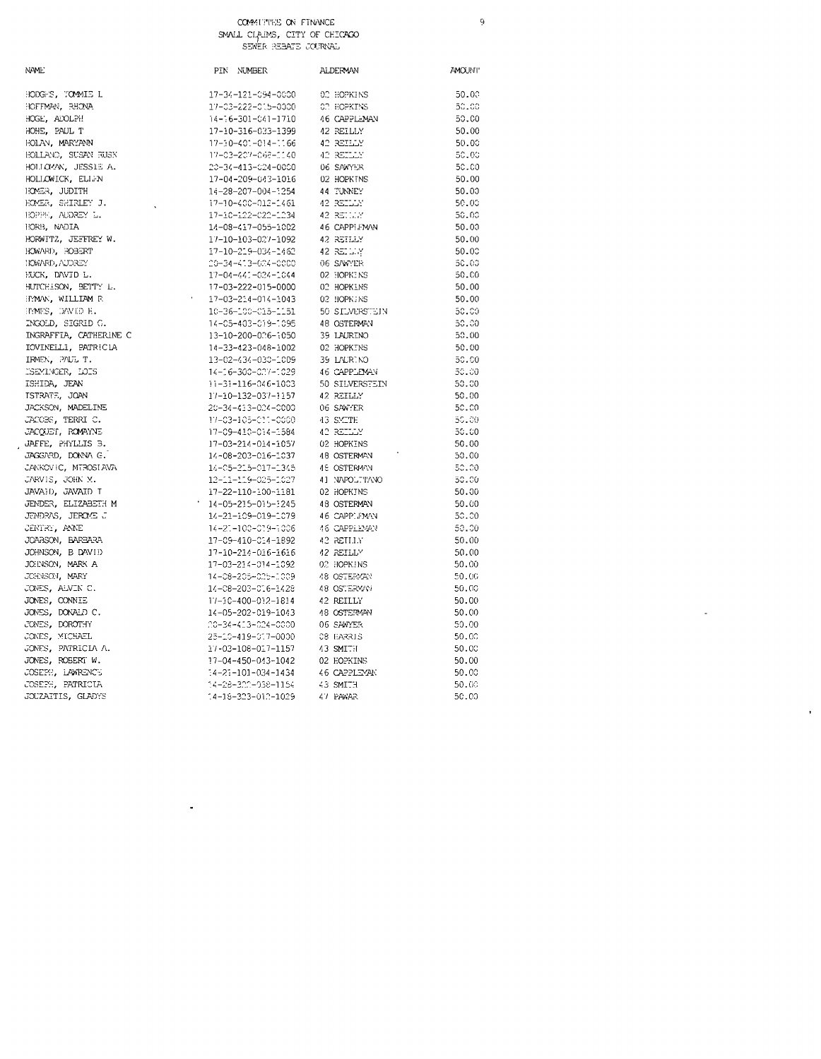COMMITTEE ON FINANCE
SMALL CLAIMS, CITY OF CHICAGO
SEWER REBATE JOURNAL

| NAME | PIN NUMBER | ALDERMAN | AMOUNT |
|---|---|---|---|
| HODGES, TOMMIE L | 17-34-121-094-0000 | 02 HOPKINS | 50.00 |
| HOFFMAN, RHONA | 17-03-222-015-0000 | 02 HOPKINS | 50.00 |
| HOGE, ADOLPH | 14-16-301-041-1710 | 46 CAPPLEMAN | 50.00 |
| HOHE, PAUL T | 17-10-316-033-1399 | 42 REILLY | 50.00 |
| HOLAN, MARYANN | 17-10-401-014-1166 | 42 REILLY | 50.00 |
| HOLLAND, SUSAN RUSK | 17-03-207-068-1140 | 42 REILLY | 50.00 |
| HOLLOMAN, JESSIE A. | 20-34-413-024-0000 | 06 SAWYER | 50.00 |
| HOLLOWICK, ELLEN | 17-04-209-043-1016 | 02 HOPKINS | 50.00 |
| HOMER, JUDITH | 14-28-207-004-1254 | 44 TUNNEY | 50.00 |
| HOMER, SHIRLEY J. | 17-10-400-012-1461 | 42 REILLY | 50.00 |
| HOPPE, AUDREY L. | 17-10-102-020-1034 | 42 REILLY | 50.00 |
| HORB, NADIA | 14-08-417-055-1002 | 46 CAPPLEMAN | 50.00 |
| HORWITZ, JEFFREY W. | 17-10-103-027-1092 | 42 REILLY | 50.00 |
| HOWARD, ROBERT | 17-10-219-034-1462 | 42 REILLY | 50.00 |
| HOWARD, AUDREY | 20-34-413-024-0000 | 06 SAWYER | 50.00 |
| HUCK, DAVID L. | 17-04-441-024-1044 | 02 HOPKINS | 50.00 |
| HUTCHISON, BETTY L. | 17-03-222-015-0000 | 02 HOPKINS | 50.00 |
| HYMAN, WILLIAM R | 17-03-214-014-1043 | 02 HOPKINS | 50.00 |
| HYMES, DAVID H. | 10-36-100-015-1151 | 50 SILVERSTEIN | 50.00 |
| INGOLD, SIGRID C. | 14-05-403-019-1095 | 48 OSTERMAN | 50.00 |
| INGRAFFIA, CATHERINE C | 13-10-200-026-1050 | 39 LAURINO | 50.00 |
| IOVINELLI, PATRICIA | 14-33-423-048-1002 | 02 HOPKINS | 50.00 |
| IRMEN, PAUL T. | 13-02-434-030-1009 | 39 LAURINO | 50.00 |
| ISEMINGER, LOIS | 14-16-300-027-1029 | 46 CAPPLEMAN | 50.00 |
| ISHIDA, JEAN | 11-31-116-046-1003 | 50 SILVERSTEIN | 50.00 |
| ISTRATE, JOAN | 17-10-132-037-1157 | 42 REILLY | 50.00 |
| JACKSON, MADELINE | 20-34-413-024-0000 | 06 SAWYER | 50.00 |
| JACOBS, TERRI C. | 17-03-105-011-0000 | 43 SMITH | 50.00 |
| JACQUET, ROMAYNE | 17-09-410-014-1584 | 42 REILLY | 50.00 |
| JAFFE, PHYLLIS B. | 17-03-214-014-1057 | 02 HOPKINS | 50.00 |
| JAGGARD, DONNA G. | 14-08-203-016-1037 | 48 OSTERMAN | 50.00 |
| JANKOVIC, MIROSLAVA | 14-05-215-017-1345 | 48 OSTERMAN | 50.00 |
| JARVIS, JOHN M. | 12-11-119-025-1027 | 41 NAPOLITANO | 50.00 |
| JAVAID, JAVAID I | 17-22-110-100-1181 | 02 HOPKINS | 50.00 |
| JENDER, ELIZABETH M | 14-05-215-015-1245 | 48 OSTERMAN | 50.00 |
| JENDRAS, JEROME J | 14-21-109-019-1079 | 46 CAPPLEMAN | 50.00 |
| JENTRY, ANNE | 14-21-102-019-1006 | 46 CAPPLEMAN | 50.00 |
| JOARSON, BARBARA | 17-09-410-014-1892 | 42 REILLY | 50.00 |
| JOHNSON, B DAVID | 17-10-214-016-1616 | 42 REILLY | 50.00 |
| JOHNSON, MARK A | 17-03-214-014-1092 | 02 HOPKINS | 50.00 |
| JOHNSON, MARY | 14-08-203-025-1009 | 48 OSTERMAN | 50.00 |
| JONES, ALVIN C. | 14-08-203-016-1428 | 48 OSTERMAN | 50.00 |
| JONES, CONNIE | 17-10-400-012-1814 | 42 REILLY | 50.00 |
| JONES, DONALD C. | 14-05-202-019-1043 | 48 OSTERMAN | 50.00 |
| JONES, DOROTHY | 20-34-413-024-0000 | 06 SAWYER | 50.00 |
| JONES, MICHAEL | 25-10-419-017-0000 | 08 HARRIS | 50.00 |
| JONES, PATRICIA A. | 17-03-108-017-1157 | 43 SMITH | 50.00 |
| JONES, ROBERT W. | 17-04-450-043-1042 | 02 HOPKINS | 50.00 |
| JOSEPH, LAWRENCE | 14-21-101-034-1434 | 46 CAPPLEMAN | 50.00 |
| JOSEPH, PATRICIA | 14-28-300-038-1154 | 43 SMITH | 50.00 |
| JOUZAITIS, GLADYS | 14-18-323-012-1029 | 47 PAWAR | 50.00 |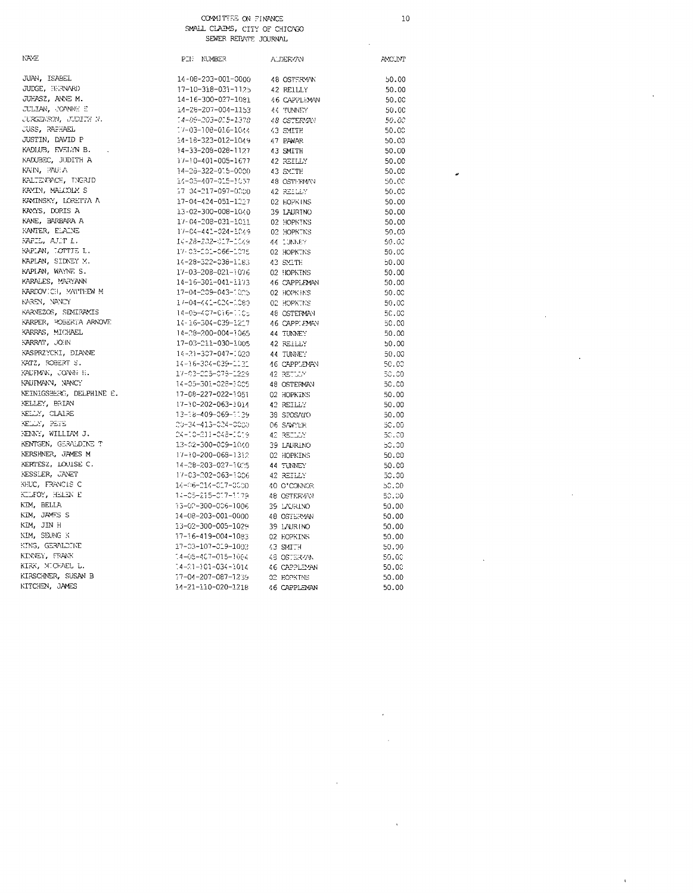COMMITTEE ON FINANCE
SMALL CLAIMS, CITY OF CHICAGO
SEWER REBATE JOURNAL

| NAME | PIN NUMBER | ALDERMAN | AMOUNT |
|---|---|---|---|
| JUAN, ISABEL | 14-08-203-001-0000 | 48 OSTERMAN | 50.00 |
| JUDGE, BERNARD | 17-10-318-031-1125 | 42 REILLY | 50.00 |
| JUHASZ, ANNE M. | 14-16-300-027-1081 | 46 CAPPLEMAN | 50.00 |
| JULIAN, JOANNE E | 14-28-207-004-1153 | 44 TUNNEY | 50.00 |
| JURGENSON, JUDITH N. | 14-05-203-015-1370 | 48 OSTERMAN | 50.00 |
| JUSS, RAPHAEL | 17-03-108-016-1044 | 43 SMITH | 50.00 |
| JUSTIN, DAVID P | 14-18-323-012-1049 | 47 PAWAR | 50.00 |
| KADLUB, EVELYN B. | 14-33-208-028-1127 | 43 SMITH | 50.00 |
| KADUBEC, JUDITH A | 17-10-401-005-1677 | 42 REILLY | 50.00 |
| KAHN, PAULA | 14-28-322-015-0000 | 43 SMITH | 50.00 |
| KALTENBACH, INGRID | 14-05-407-015-1057 | 48 OSTERMAN | 50.00 |
| KAMIN, MALCOLM S | 17-04-217-097-0000 | 42 REILLY | 50.00 |
| KAMINSKY, LORETTA A | 17-04-424-051-1027 | 02 HOPKINS | 50.00 |
| KAMYS, DORIS A | 13-02-300-008-1040 | 39 LAURINO | 50.00 |
| KANE, BARBARA A | 17-04-208-031-1011 | 02 HOPKINS | 50.00 |
| KANTER, ELAINE | 17-04-441-024-1049 | 02 HOPKINS | 50.00 |
| KAPIL, AJIT L. | 14-28-202-017-1049 | 44 TUNNEY | 50.00 |
| KAPLAN, LOTTIE L. | 17-03-201-066-1075 | 02 HOPKINS | 50.00 |
| KAPLAN, SIDNEY M. | 14-28-322-038-1183 | 43 SMITH | 50.00 |
| KAPLAN, WAYNE S. | 17-03-208-021-1076 | 02 HOPKINS | 50.00 |
| KARALES, MARYANN | 14-16-301-041-1173 | 46 CAPPLEMAN | 50.00 |
| KARDOVICH, MATTHEW M | 17-04-209-043-1005 | 02 HOPKINS | 50.00 |
| KAREN, NANCY | 17-04-441-024-1080 | 02 HOPKINS | 50.00 |
| KARNEZOS, SEMIRAMIS | 14-05-407-016-1105 | 48 OSTERMAN | 50.00 |
| KARPER, ROBERTA ARNOVE | 14-16-304-039-1217 | 46 CAPPLEMAN | 50.00 |
| KARRAS, MICHAEL | 14-28-200-004-1065 | 44 TUNNEY | 50.00 |
| KARRAT, JOHN | 17-03-211-030-1005 | 42 REILLY | 50.00 |
| KASPRZYCKI, DIANNE | 14-21-307-047-1020 | 44 TUNNEY | 50.00 |
| KATZ, ROBERT S. | 14-16-304-039-1131 | 46 CAPPLEMAN | 50.00 |
| KAUFMAN, JOANN H. | 17-03-225-075-1229 | 42 REILLY | 50.00 |
| KAUFMANN, NANCY | 14-05-301-028-1005 | 48 OSTERMAN | 50.00 |
| KEINIGSBERG, DELPHINE E. | 17-08-227-022-1051 | 02 HOPKINS | 50.00 |
| KELLEY, BRIAN | 17-10-202-063-1014 | 42 REILLY | 50.00 |
| KELLY, CLAIRE | 13-18-409-069-1139 | 38 SPOSATO | 50.00 |
| KELLY, PETE | 20-34-415-024-0000 | 06 SAWYER | 50.00 |
| KENNY, WILLIAM J. | 24-10-211-048-1019 | 42 REILLY | 50.00 |
| KENTGEN, GERALDINE T | 13-02-300-009-1040 | 39 LAURINO | 50.00 |
| KERSHNER, JAMES M | 17-10-200-068-1312 | 02 HOPKINS | 50.00 |
| KERTESZ, LOUISE C. | 14-28-203-027-1035 | 44 TUNNEY | 50.00 |
| KESSLER, JANET | 17-03-202-063-1006 | 42 REILLY | 50.00 |
| KHUC, FRANCIS C | 14-06-214-017-0000 | 40 O'CONNOR | 50.00 |
| KILFOY, HELEN E | 14-05-215-017-1179 | 48 OSTERMAN | 50.00 |
| KIM, BELLA | 13-02-300-006-1006 | 39 LAURINO | 50.00 |
| KIM, JAMES S | 14-08-203-001-0000 | 48 OSTERMAN | 50.00 |
| KIM, JIN H | 13-02-300-005-1029 | 39 LAURINO | 50.00 |
| KIM, SEUNG K | 17-16-419-004-1083 | 02 HOPKINS | 50.00 |
| KING, GERALDINE | 17-03-107-019-1002 | 43 SMITH | 50.00 |
| KINNEY, FRANK | 14-05-407-015-1064 | 48 OSTERMAN | 50.00 |
| KIRK, MICHAEL L. | 14-21-101-034-1014 | 46 CAPPLEMAN | 50.00 |
| KIRSCHNER, SUSAN B | 17-04-207-087-1239 | 02 HOPKINS | 50.00 |
| KITCHEN, JAMES | 14-21-110-020-1218 | 46 CAPPLEMAN | 50.00 |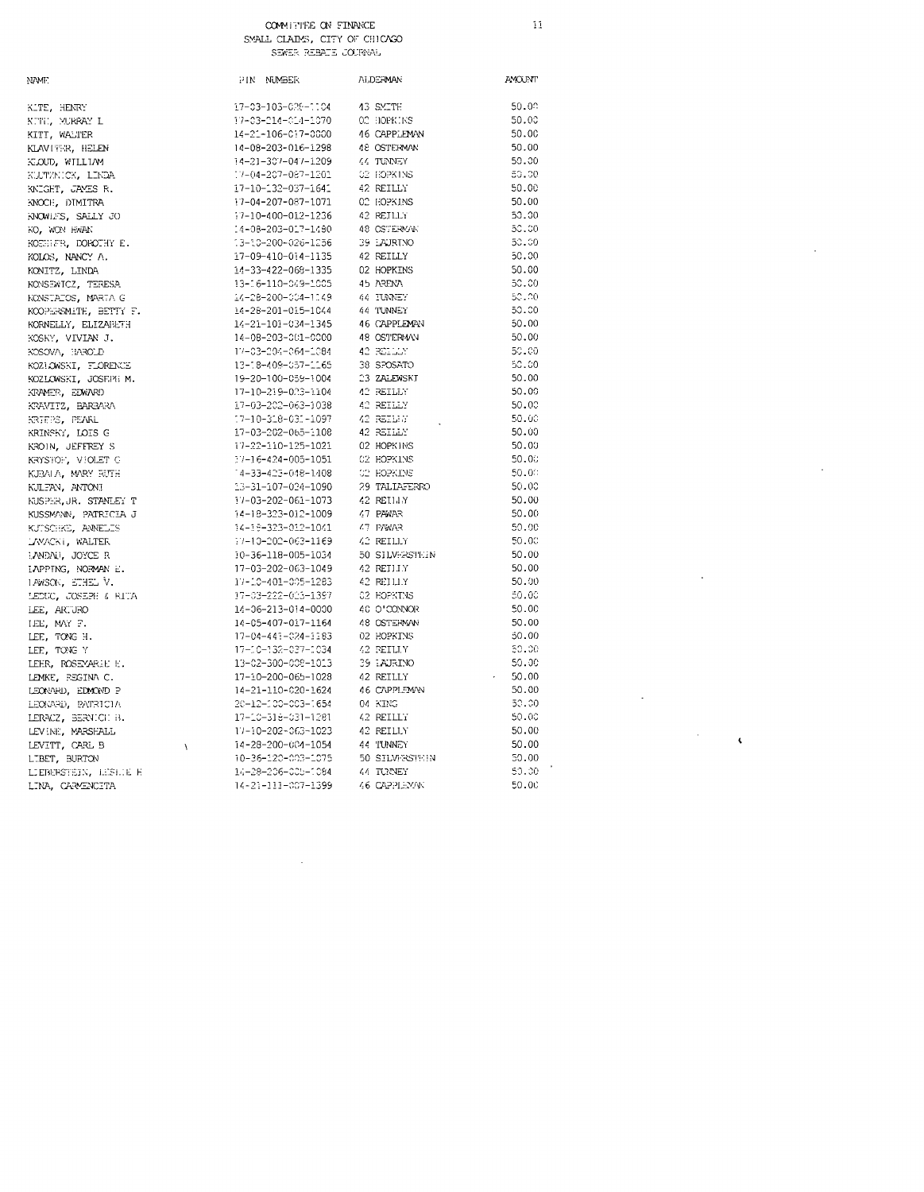COMMITTEE ON FINANCE
SMALL CLAIMS, CITY OF CHICAGO
SEWER REBATE JOURNAL

| NAME | PIN NUMBER | ALDERMAN | AMOUNT |
|---|---|---|---|
| KITE, HENRY | 17-03-105-029-1104 | 43 SMITH | 50.00 |
| KITT, MURRAY L | 17-03-214-014-1070 | 02 HOPKINS | 50.00 |
| KITT, WALTER | 14-21-106-017-0000 | 46 CAPPLEMAN | 50.00 |
| KLAVITER, HELEN | 14-08-203-016-1298 | 48 OSTERMAN | 50.00 |
| KLOUD, WILLIAM | 14-21-307-047-1209 | 44 TUNNEY | 50.00 |
| KLUTZNICK, LINDA | 17-04-207-087-1301 | 02 HOPKINS | 50.00 |
| KNIGHT, JAMES R. | 17-10-132-037-1641 | 42 REILLY | 50.00 |
| KNOCH, DIMITRA | 17-04-207-087-1071 | 02 HOPKINS | 50.00 |
| KNOWLES, SALLY JO | 17-10-400-012-1236 | 42 REILLY | 50.00 |
| KO, WON HWAN | 14-08-203-017-1490 | 48 OSTERMAN | 50.00 |
| KOEHLER, DOROTHY E. | 13-10-200-026-1256 | 39 LAURINO | 50.00 |
| KOLOS, NANCY A. | 17-09-410-014-1135 | 42 REILLY | 50.00 |
| KONITZ, LINDA | 14-33-422-068-1335 | 02 HOPKINS | 50.00 |
| KONSEWICZ, TERESA | 13-16-110-049-1005 | 45 ARENA | 50.00 |
| KONSTALOS, MARIA G | 14-28-200-004-1149 | 44 TUNNEY | 50.00 |
| KOOPERSMITH, BETTY F. | 14-28-201-015-1044 | 44 TUNNEY | 50.00 |
| KORNELLY, ELIZABETH | 14-21-101-034-1345 | 46 CAPPLEMAN | 50.00 |
| KOSKY, VIVIAN J. | 14-08-203-001-0000 | 48 OSTERMAN | 50.00 |
| KOSOVA, HAROLD | 17-03-204-064-1084 | 42 REILLY | 50.00 |
| KOZLOWSKI, FLORENCE | 13-18-409-057-1165 | 38 SPOSATO | 50.00 |
| KOZLOWSKI, JOSEPH M. | 19-20-100-059-1004 | 23 ZALEWSKI | 50.00 |
| KRAMER, EDWARD | 17-10-219-023-1104 | 42 REILLY | 50.00 |
| KRAVITZ, BARBARA | 17-03-202-063-1038 | 42 REILLY | 50.00 |
| KRIEGS, PEARL | 17-10-318-031-1097 | 42 REILLY | 50.00 |
| KRINSKY, LOIS G | 17-03-202-065-1108 | 42 REILLY | 50.00 |
| KROIN, JEFFREY S | 17-22-110-125-1021 | 02 HOPKINS | 50.00 |
| KRYSTOF, VIOLET C | 17-16-424-005-1051 | 02 HOPKINS | 50.00 |
| KUBALA, MARY RUTH | 14-33-423-048-1408 | 02 HOPKINS | 50.00 |
| KULFAN, ANTONI | 13-31-107-024-1090 | 29 TALIAFERRO | 50.00 |
| KUSPER,JR. STANLEY T | 17-03-202-061-1073 | 42 REILLY | 50.00 |
| KUSSMANN, PATRICIA J | 14-18-323-012-1009 | 47 PAWAR | 50.00 |
| KUTSCHKE, ANNELIS | 14-18-323-012-1041 | 47 PAWAR | 50.00 |
| LAVACKI, WALTER | 17-10-202-063-1169 | 42 REILLY | 50.00 |
| LANDAU, JOYCE R | 10-36-118-005-1034 | 50 SILVERSTEIN | 50.00 |
| LAPPING, NORMAN E. | 17-03-202-063-1049 | 42 REILLY | 50.00 |
| LAWSON, ETHEL V. | 17-10-401-005-1283 | 42 REILLY | 50.00 |
| LEDUC, JOSEPH & RITA | 17-03-222-025-1397 | 02 HOPKINS | 50.00 |
| LEE, ARTURO | 14-06-213-014-0000 | 40 O'CONNOR | 50.00 |
| LEE, MAY F. | 14-05-407-017-1164 | 48 OSTERMAN | 50.00 |
| LEE, TONG H. | 17-04-443-024-1183 | 02 HOPKINS | 50.00 |
| LEE, TONG Y | 17-10-132-037-1034 | 42 REILLY | 50.00 |
| LEHR, ROSEMARIE E. | 13-02-300-009-1013 | 39 LAURINO | 50.00 |
| LEMKE, REGINA C. | 17-10-200-065-1028 | 42 REILLY | 50.00 |
| LEONARD, EDMOND P | 14-21-110-020-1624 | 46 CAPPLEMAN | 50.00 |
| LEONARD, PATRICIA | 20-12-100-003-1654 | 04 KING | 50.00 |
| LERACZ, BERNICE B. | 17-10-318-031-1281 | 42 REILLY | 50.00 |
| LEVINE, MARSHALL | 17-10-202-063-1023 | 42 REILLY | 50.00 |
| LEVITT, CARL B | 14-28-200-004-1054 | 44 TUNNEY | 50.00 |
| LIBET, BURTON | 10-36-120-003-1075 | 50 SILVERSTEIN | 50.00 |
| LIEBERSTEIN, LESLIE H | 14-28-206-005-1064 | 44 TUNNEY | 50.00 |
| LINA, CARMENCITA | 14-21-111-007-1399 | 46 CAPPLEMAN | 50.00 |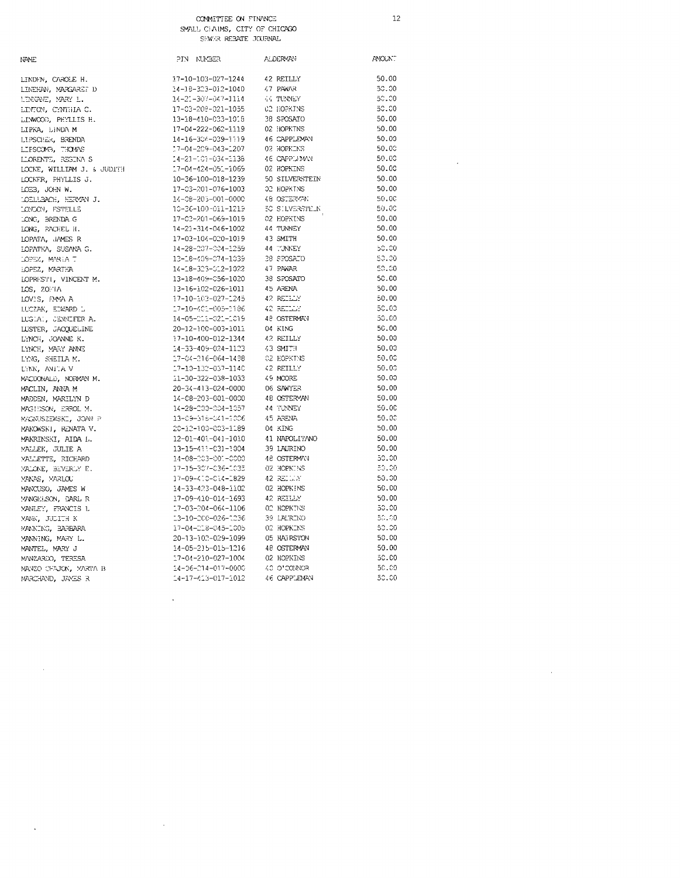COMMITTEE ON FINANCE
SMALL CLAIMS, CITY OF CHICAGO
SEWER REBATE JOURNAL

| NAME | PIN NUMBER | ALDERMAN | AMOUNT |
|---|---|---|---|
| LINDEN, CAROLE H. | 17-10-103-027-1244 | 42 REILLY | 50.00 |
| LINEHAN, MARGARET D | 14-18-323-012-1040 | 47 PAWAR | 50.00 |
| LINNANE, MARY L. | 14-21-307-047-1114 | 44 TUNNEY | 50.00 |
| LINTON, CYNTHIA C. | 17-03-208-021-1055 | 02 HOPKINS | 50.00 |
| LINWOOD, PHYLLIS H. | 13-18-410-033-1018 | 38 SPOSATO | 50.00 |
| LIPKA, LINDA M | 17-04-222-062-1119 | 02 HOPKINS | 50.00 |
| LIPSCHER, BRENDA | 14-16-304-039-1119 | 46 CAPPLEMAN | 50.00 |
| LIPSCOMB, THOMAS | 17-04-209-043-1207 | 02 HOPKINS | 50.00 |
| LLORENTE, REGINA S | 14-21-101-034-1136 | 46 CAPPLEMAN | 50.00 |
| LOCKE, WILLIAM J. & JUDITH | 17-04-424-051-1069 | 02 HOPKINS | 50.00 |
| LOCKER, PHYLLIS J. | 10-36-100-018-1239 | 50 SILVERSTEIN | 50.00 |
| LOEB, JOHN W. | 17-03-201-076-1003 | 02 HOPKINS | 50.00 |
| LOELLBACH, HERMAN J. | 14-08-203-001-0000 | 48 OSTERMAN | 50.00 |
| LONDON, ESTELLE | 10-36-100-011-1219 | 50 SILVERSTEIN | 50.00 |
| LONG, BRENDA G | 17-03-201-069-1019 | 02 HOPKINS | 50.00 |
| LONG, RACHEL H. | 14-21-314-046-1002 | 44 TUNNEY | 50.00 |
| LOPATA, JAMES R | 17-03-104-020-1019 | 43 SMITH | 50.00 |
| LOPATKA, SUSANA G. | 14-28-207-004-1259 | 44 TUNNEY | 50.00 |
| LOPEZ, MARIA T | 13-18-409-074-1039 | 38 SPOSATO | 50.00 |
| LOPEZ, MARTHA | 14-18-323-012-1022 | 47 PAWAR | 50.00 |
| LOPRESTI, VINCENT M. | 13-18-409-056-1020 | 38 SPOSATO | 50.00 |
| LOS, ZOFIA | 13-16-102-026-1011 | 45 ARENA | 50.00 |
| LOVIS, EMMA A | 17-10-103-027-1245 | 42 REILLY | 50.00 |
| LUCZAK, EDWARD L | 17-10-401-005-1186 | 42 REILLY | 50.00 |
| LUGIAL, JENNIFER A. | 14-05-211-021-1019 | 48 OSTERMAN | 50.00 |
| LUSTER, JACQUELINE | 20-12-100-003-1011 | 04 KING | 50.00 |
| LYNCH, JOANNE K. | 17-10-400-012-1344 | 42 REILLY | 50.00 |
| LYNCH, MARY ANNE | 14-33-409-024-1123 | 43 SMITH | 50.00 |
| LYNG, SHEILA M. | 17-04-216-064-1438 | 02 HOPKINS | 50.00 |
| LYNN, ANITA V | 17-10-132-037-1140 | 42 REILLY | 50.00 |
| MACDONALD, NORMAN M. | 11-30-322-038-1033 | 49 MOORE | 50.00 |
| MACLIN, ANNA M | 20-34-413-024-0000 | 06 SAWYER | 50.00 |
| MADDEN, MARILYN D | 14-08-203-001-0000 | 48 OSTERMAN | 50.00 |
| MAGNUSON, ERROL M. | 14-28-200-004-1057 | 44 TUNNEY | 50.00 |
| MAGNUSZEWSKI, JOAN P | 13-09-316-041-1006 | 45 ARENA | 50.00 |
| MAKOWSKI, RENATA V. | 20-12-100-003-1189 | 04 KING | 50.00 |
| MAKRINSKI, AIDA L. | 12-01-401-041-1010 | 41 NAPOLITANO | 50.00 |
| MALLEK, JULIE A | 13-15-411-031-1004 | 39 LAURINO | 50.00 |
| MALLETTE, RICHARD | 14-08-203-001-0000 | 48 OSTERMAN | 50.00 |
| MALONE, BEVERLY E. | 17-15-307-036-1035 | 02 HOPKINS | 50.00 |
| MANAS, MARLOU | 17-09-410-014-1829 | 42 REILLY | 50.00 |
| MANCUSO, JAMES W | 14-33-423-048-1102 | 02 HOPKINS | 50.00 |
| MANGELSON, EARL R | 17-09-410-014-1693 | 42 REILLY | 50.00 |
| MANLEY, FRANCIS L | 17-03-204-064-1106 | 02 HOPKINS | 50.00 |
| MANN, JUDITH K | 13-10-200-026-1036 | 39 LAURINO | 50.00 |
| MANNING, BARBARA | 17-04-218-045-1005 | 02 HOPKINS | 50.00 |
| MANNING, MARY L. | 20-13-102-029-1099 | 05 HAIRSTON | 50.00 |
| MANTEL, MARY J | 14-05-215-015-1216 | 48 OSTERMAN | 50.00 |
| MANZARDO, TERESA | 17-04-210-027-1004 | 02 HOPKINS | 50.00 |
| MANZO CHAJON, MARTA B | 14-06-214-017-0000 | 40 O'CONNOR | 50.00 |
| MARCHAND, JAMES R | 14-17-413-017-1012 | 46 CAPPLEMAN | 50.00 |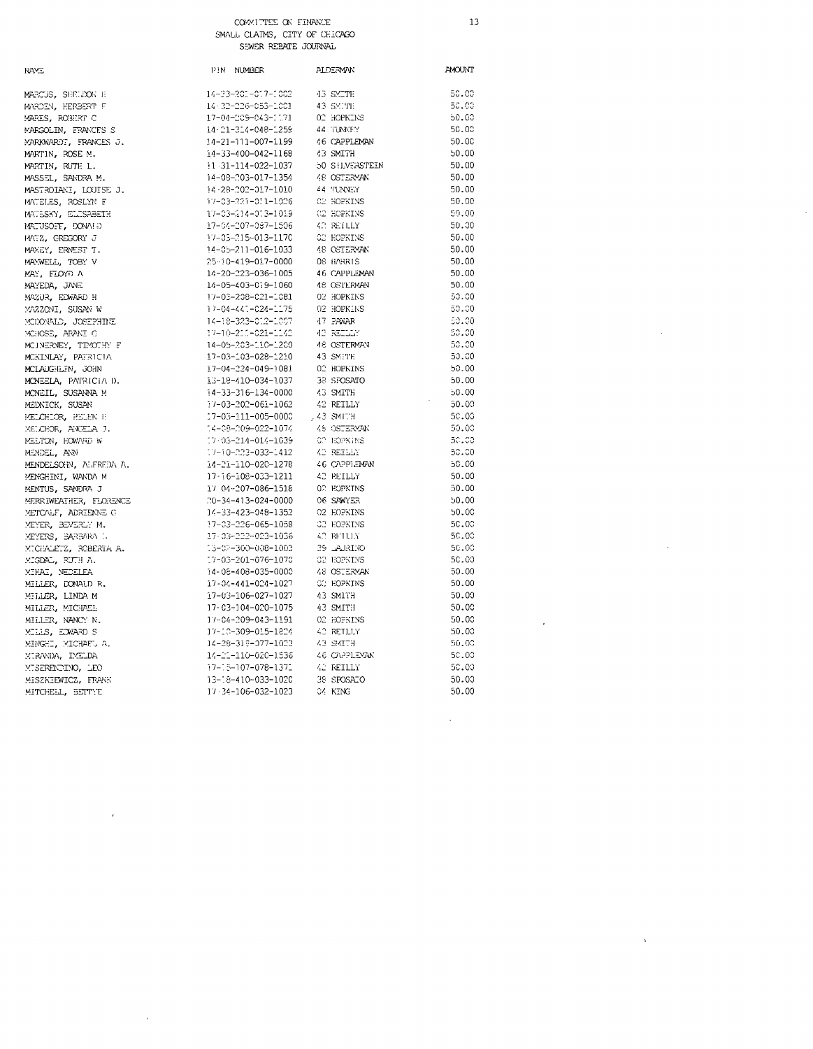COMMITTEE ON FINANCE
SMALL CLAIMS, CITY OF CHICAGO
SEWER REBATE JOURNAL

| NAME | PIN NUMBER | ALDERMAN | AMOUNT |
|---|---|---|---|
| MARCUS, SHELDON H | 14-33-201-017-1002 | 43 SMITH | 50.00 |
| MARDEN, HERBERT F | 14-32-226-053-1001 | 43 SMITH | 50.00 |
| MARES, ROBERT C | 17-04-209-043-1171 | 02 HOPKINS | 50.00 |
| MARGOLIN, FRANCES S | 14-21-314-048-1259 | 44 TUNNEY | 50.00 |
| MARKWARDT, FRANCES J. | 14-21-111-007-1199 | 46 CAPPLEMAN | 50.00 |
| MARTIN, ROSE M. | 14-33-400-042-1168 | 43 SMITH | 50.00 |
| MARTIN, RUTH L. | 11-31-114-022-1037 | 50 SILVERSTEIN | 50.00 |
| MASSEL, SANDRA M. | 14-08-203-017-1354 | 48 OSTERMAN | 50.00 |
| MASTROIANI, LOUISE J. | 14-28-202-017-1010 | 44 TUNNEY | 50.00 |
| MATELES, ROSLYN F | 17-03-221-011-1026 | 02 HOPKINS | 50.00 |
| MATESKY, ELISABETH | 17-03-214-013-1019 | 02 HOPKINS | 50.00 |
| MATUSOFF, DONALD | 17-04-207-087-1506 | 42 REILLY | 50.00 |
| MATZ, GREGORY J | 17-03-215-013-1170 | 02 HOPKINS | 50.00 |
| MAXEY, ERNEST T. | 14-05-211-016-1033 | 48 OSTERMAN | 50.00 |
| MAXWELL, TOBY V | 25-10-419-017-0000 | 08 HARRIS | 50.00 |
| MAY, FLOYD A | 14-20-223-036-1005 | 46 CAPPLEMAN | 50.00 |
| MAYEDA, JANE | 14-05-403-019-1060 | 48 OSTERMAN | 50.00 |
| MAZUR, EDWARD H | 17-03-208-021-1081 | 02 HOPKINS | 50.00 |
| MAZZONI, SUSAN W | 17-04-441-024-1175 | 02 HOPKINS | 50.00 |
| MCDONALD, JOSEPHINE | 14-18-323-012-1007 | 47 PAWAR | 50.00 |
| MCHOSE, ARANI C | 17-10-211-021-1142 | 42 REILLY | 50.00 |
| MCINERNEY, TIMOTHY F | 14-05-203-110-1200 | 48 OSTERMAN | 50.00 |
| MCKINLAY, PATRICIA | 17-03-103-028-1210 | 43 SMITH | 50.00 |
| MCLAUGHLIN, JOHN | 17-04-224-049-1081 | 02 HOPKINS | 50.00 |
| MCNEELA, PATRICIA D. | 13-18-410-034-1037 | 38 SPOSATO | 50.00 |
| MCNEIL, SUSANNA M | 14-33-316-134-0000 | 43 SMITH | 50.00 |
| MEDNICK, SUSAN | 17-03-202-061-1062 | 42 REILLY | 50.00 |
| MELCHIOR, HELEN E | 17-03-111-005-0000 | 43 SMITH | 50.00 |
| MELCHOR, ANGELA J. | 14-08-209-022-1074 | 48 OSTERMAN | 50.00 |
| MELTON, HOWARD W | 17-03-214-014-1039 | 02 HOPKINS | 50.00 |
| MENDEL, ANN | 17-10-223-033-1412 | 42 REILLY | 50.00 |
| MENDELSOHN, ALFREDA A. | 14-21-110-020-1278 | 46 CAPPLEMAN | 50.00 |
| MENGHINI, WANDA M | 17-16-108-033-1211 | 42 REILLY | 50.00 |
| MENTUS, SANDRA J | 17-04-207-086-1518 | 02 HOPKINS | 50.00 |
| MERRIWEATHER, FLORENCE | 20-34-413-024-0000 | 06 SAWYER | 50.00 |
| METCALF, ADRIENNE G | 14-33-423-048-1352 | 02 HOPKINS | 50.00 |
| MEYER, BEVERLY M. | 17-03-226-065-1058 | 02 HOPKINS | 50.00 |
| MEYERS, BARBARA L | 17-03-222-023-1036 | 42 REILLY | 50.00 |
| MICHALETZ, ROBERTA A. | 13-07-300-008-1003 | 39 LAURINO | 50.00 |
| MIGDAL, RUTH A. | 17-03-201-076-1070 | 02 HOPKINS | 50.00 |
| MIHAI, NEDELEA | 14-08-408-035-0000 | 48 OSTERMAN | 50.00 |
| MILLER, DONALD R. | 17-04-441-024-1027 | 02 HOPKINS | 50.00 |
| MILLER, LINDA M | 17-03-106-027-1027 | 43 SMITH | 50.00 |
| MILLER, MICHAEL | 17-03-104-020-1075 | 43 SMITH | 50.00 |
| MILLER, NANCY N. | 17-04-209-043-1191 | 02 HOPKINS | 50.00 |
| MILLS, EDWARD S | 17-10-309-015-1824 | 42 REILLY | 50.00 |
| MINGHI, MICHAEL A. | 14-28-319-077-1023 | 43 SMITH | 50.00 |
| MIRANDA, IMELDA | 14-21-110-020-1536 | 46 CAPPLEMAN | 50.00 |
| MISERENDINO, LEO | 17-15-107-078-1371 | 42 REILLY | 50.00 |
| MISZKIEWICZ, FRANK | 13-18-410-033-1020 | 38 SPOSATO | 50.00 |
| MITCHELL, BETTYE | 17-34-106-032-1023 | 04 KING | 50.00 |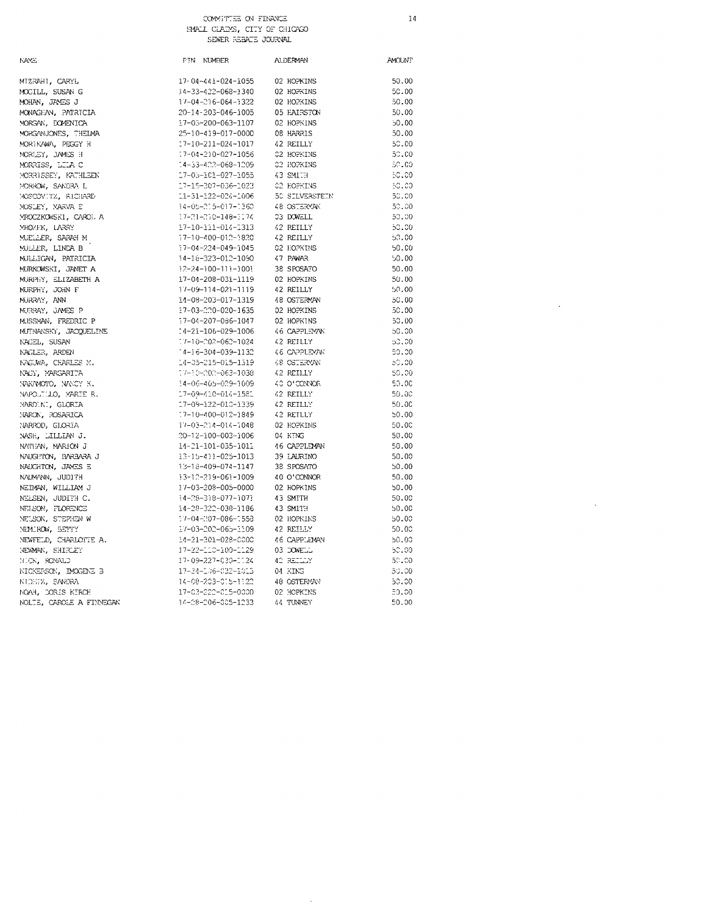COMMITTEE ON FINANCE
SMALL CLAIMS, CITY OF CHICAGO
SEWER REBATE JOURNAL

| NAME | PIN NUMBER | ALDERMAN | AMOUNT |
|---|---|---|---|
| MIZRAHI, CARYL | 17-04-441-024-1055 | 02 HOPKINS | 50.00 |
| MOGILL, SUSAN G | 14-33-422-068-1340 | 02 HOPKINS | 50.00 |
| MOHAN, JAMES J | 17-04-216-064-1322 | 02 HOPKINS | 50.00 |
| MONAGHAN, PATRICIA | 20-14-203-046-1005 | 05 HAIRSTON | 50.00 |
| MORGAN, DOMENICA | 17-03-200-063-1107 | 02 HOPKINS | 50.00 |
| MORGANJONES, THELMA | 25-10-419-017-0000 | 08 HARRIS | 50.00 |
| MORIKAWA, PEGGY H | 17-10-211-024-1017 | 42 REILLY | 50.00 |
| MORLEY, JAMES H | 17-04-210-027-1056 | 02 HOPKINS | 50.00 |
| MORRISS, LILA C | 14-33-422-068-1209 | 02 HOPKINS | 50.00 |
| MORRISSEY, KATHLEEN | 17-05-101-027-1055 | 43 SMITH | 50.00 |
| MORROW, SANDRA L | 17-15-307-036-1023 | 02 HOPKINS | 50.00 |
| MOSCOVITZ, RICHARD | 11-31-122-024-1006 | 50 SILVERSTEIN | 50.00 |
| MOSLEY, MARVA E | 14-05-215-017-1360 | 48 OSTERMAN | 50.00 |
| MROCZKOWSKI, CAROL A | 17-21-210-148-1174 | 03 DOWELL | 50.00 |
| MROZEK, LARRY | 17-10-111-014-1313 | 42 REILLY | 50.00 |
| MUELLER, SARAH M | 17-10-400-012-1820 | 42 REILLY | 50.00 |
| MULLER, LINDA B | 17-04-224-049-1045 | 02 HOPKINS | 50.00 |
| MULLIGAN, PATRICIA | 14-18-323-012-1090 | 47 PAWAR | 50.00 |
| MURKOWSKI, JANET A | 12-24-100-111-1001 | 38 SPOSATO | 50.00 |
| MURPHY, ELIZABETH A | 17-04-208-031-1119 | 02 HOPKINS | 50.00 |
| MURPHY, JOHN F | 17-09-114-021-1119 | 42 REILLY | 50.00 |
| MURRAY, ANN | 14-08-203-017-1319 | 48 OSTERMAN | 50.00 |
| MURRAY, JAMES P | 17-03-220-020-1635 | 02 HOPKINS | 50.00 |
| MUSSMAN, FREDRIC P | 17-04-207-086-1047 | 02 HOPKINS | 50.00 |
| MUTNANSKY, JACQUELINE | 14-21-106-029-1006 | 46 CAPPLEMAN | 50.00 |
| NAGEL, SUSAN | 17-10-202-062-1024 | 42 REILLY | 50.00 |
| NAGLER, ARDEN | 14-16-304-039-1132 | 46 CAPPLEMAN | 50.00 |
| NAGUWA, CHARLES M. | 14-05-215-015-1319 | 48 OSTERMAN | 50.00 |
| NAGY, MARGARITA | 17-10-202-063-1038 | 42 REILLY | 50.00 |
| NAKAMOTO, NANCY K. | 14-06-405-029-1009 | 40 O'CONNOR | 50.00 |
| NAPOLILLO, MARIE R. | 17-09-410-014-1581 | 42 REILLY | 50.00 |
| NARDINI, GLORIA | 17-09-122-010-1339 | 42 REILLY | 50.00 |
| NARON, ROSARICA | 17-10-400-012-1849 | 42 REILLY | 50.00 |
| NARROD, GLORIA | 17-03-214-014-1048 | 02 HOPKINS | 50.00 |
| NASH, LILLIAN J. | 20-12-100-003-1006 | 04 KING | 50.00 |
| NATHAN, MARION J | 14-21-101-035-1011 | 46 CAPPLEMAN | 50.00 |
| NAUGHTON, BARBARA J | 13-15-411-025-1013 | 39 LAURINO | 50.00 |
| NAUGHTON, JAMES E | 13-18-409-074-1147 | 38 SPOSATO | 50.00 |
| NAUMANN, JUDITH | 13-12-219-061-1009 | 40 O'CONNOR | 50.00 |
| NEIMAN, WILLIAM J | 17-03-208-005-0000 | 02 HOPKINS | 50.00 |
| NELSEN, JUDITH C. | 14-28-318-077-1071 | 43 SMITH | 50.00 |
| NELSON, FLORENCE | 14-28-322-038-1186 | 43 SMITH | 50.00 |
| NELSON, STEPHEN W | 17-04-207-086-1558 | 02 HOPKINS | 50.00 |
| NEMIROW, BETTY | 17-03-202-065-1109 | 42 REILLY | 50.00 |
| NEWFELD, CHARLOTTE A. | 14-21-301-028-0000 | 46 CAPPLEMAN | 50.00 |
| NEWMAN, SHIRLEY | 17-22-110-100-1129 | 03 DOWELL | 50.00 |
| NICK, RONALD | 17-09-227-020-1124 | 42 REILLY | 50.00 |
| NICKERSON, IMOGENE B | 17-34-106-032-1013 | 04 KING | 50.00 |
| NIDETZ, SANDRA | 14-08-203-015-1122 | 48 OSTERMAN | 50.00 |
| NOAH, DORIS KIRCH | 17-03-222-015-0000 | 02 HOPKINS | 50.00 |
| NOLTE, CAROLE A FINNEGAN | 14-28-206-005-1233 | 44 TUNNEY | 50.00 |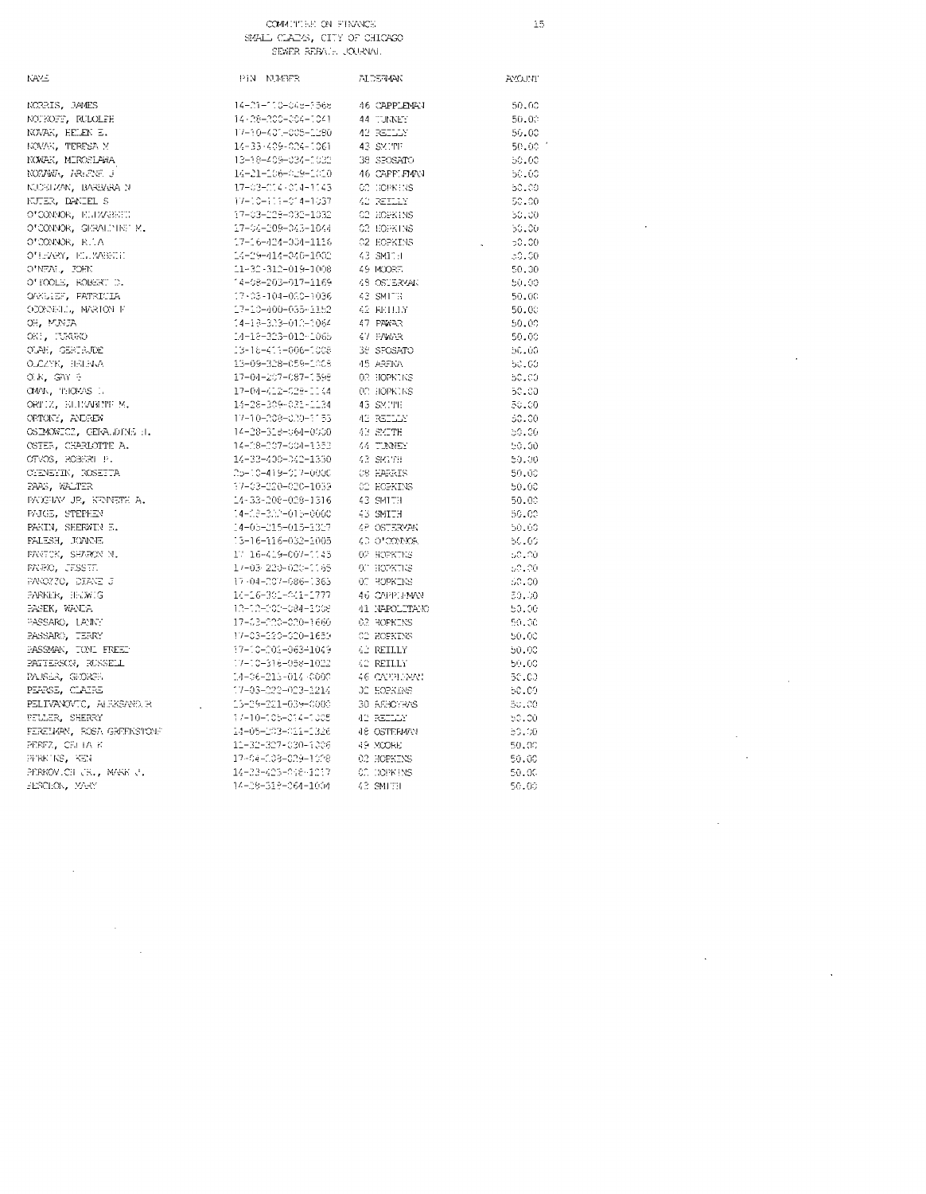COMMITTEE ON FINANCE
SMALL CLAIMS, CITY OF CHICAGO
SEWER REBATE JOURNAL

| NAME | PIN NUMBER | ALDERMAN | AMOUNT |
|---|---|---|---|
| NORRIS, JAMES | 14-21-110-048-1564 | 46 CAPPLEMAN | 50.00 |
| NOTKOFF, RUDOLPH | 14-28-200-004-1041 | 44 TUNNEY | 50.00 |
| NOVAK, HELEN E. | 17-10-401-005-1280 | 42 REILLY | 50.00 |
| NOVAK, TERESA M | 14-33-409-024-1061 | 43 SMITH | 50.00 |
| NOWAK, MIROSLAWA | 13-18-409-034-1002 | 38 SPOSATO | 50.00 |
| NOZAWA, ARLENE J | 14-21-106-049-1010 | 46 CAPPLEMAN | 50.00 |
| NUCKELMAN, BARBARA N | 17-03-214-014-1143 | 02 HOPKINS | 50.00 |
| NUTER, DANIEL S | 17-10-111-014-1037 | 42 REILLY | 50.00 |
| O'CONNOR, ELIZABETH | 17-03-229-030-1032 | 02 HOPKINS | 50.00 |
| O'CONNOR, GERALDINE M. | 17-04-209-043-1044 | 02 HOPKINS | 50.00 |
| O'CONNOR, RITA | 17-16-404-034-1116 | 02 HOPKINS | 50.00 |
| O'LEARY, ELIZABETH | 14-29-414-040-1002 | 43 SMITH | 50.00 |
| O'NEAL, JOHN | 11-32-312-019-1008 | 49 MOORE | 50.00 |
| O'TOOLE, ROBERT D. | 14-08-203-017-1169 | 48 OSTERMAN | 50.00 |
| OAKLIEF, PATRICIA | 17-03-104-020-1036 | 43 SMITH | 50.00 |
| ODONNELL, MARION F | 17-10-400-035-1152 | 42 REILLY | 50.00 |
| OH, MUNJA | 14-18-323-012-1064 | 47 PAWAR | 50.00 |
| OH, TURUKO | 14-18-323-012-1065 | 47 PAWAR | 50.00 |
| OLAH, GERTRUDE | 13-18-411-006-1008 | 38 SPOSATO | 50.00 |
| OLCZYK, HELENA | 13-09-328-059-1008 | 45 ARENA | 50.00 |
| OLK, GAY G | 17-04-207-087-1598 | 02 HOPKINS | 50.00 |
| OMAN, THOMAS D | 17-04-412-028-1134 | 02 HOPKINS | 50.00 |
| ORTIZ, ELIZABETH M. | 14-28-309-031-1134 | 43 SMITH | 50.00 |
| ORTONY, ANDREW | 17-10-203-029-1155 | 42 REILLY | 50.00 |
| OSIMOWICZ, GERALDINE H. | 14-28-318-064-0000 | 43 SMITH | 50.00 |
| OSTER, CHARLOTTE A. | 14-28-207-004-1353 | 44 TUNNEY | 50.00 |
| OTVOS, ROBERT P. | 14-32-400-042-1330 | 43 SMITH | 50.00 |
| OZENBYIN, ROSETTA | 20-10-419-017-0000 | 08 HARRIS | 50.00 |
| PAAS, WALTER | 17-03-220-020-1033 | 02 HOPKINS | 50.00 |
| PACHAY JR, KENNETH A. | 14-33-206-028-1316 | 43 SMITH | 50.00 |
| PAIGE, STEPHEN | 14-33-207-015-0000 | 43 SMITH | 50.00 |
| PAKIN, SHERWIN E. | 14-05-215-015-1017 | 48 OSTERMAN | 50.00 |
| PALESH, JONNIE | 13-16-116-032-1005 | 45 O'CONNOR | 50.00 |
| PANTCK, SHARON M. | 17-16-419-007-1145 | 02 HOPKINS | 50.00 |
| PANKO, JESSIE | 17-03-220-020-1165 | 02 HOPKINS | 50.00 |
| PANOZZO, DIANE J | 17-04-207-086-1365 | 02 HOPKINS | 50.00 |
| PARKER, HEDWIG | 14-16-301-041-1777 | 46 CAPPLEMAN | 50.00 |
| PASEK, WANDA | 12-12-202-084-1008 | 41 NAPOLITANO | 50.00 |
| PASSARO, LANNY | 17-03-220-020-1660 | 02 HOPKINS | 50.00 |
| PASSARO, TERRY | 17-03-220-020-1659 | 02 HOPKINS | 50.00 |
| PASSMAN, TONI FREED | 17-10-201-063-1049 | 42 REILLY | 50.00 |
| PATTERSON, RUSSELL | 17-10-316-058-1022 | 42 REILLY | 50.00 |
| PAVELA, GEORGE | 14-36-215-014-0000 | 46 CAPPLEMAN | 50.00 |
| PEARSE, CLAIRE | 17-03-222-023-1214 | 02 HOPKINS | 50.00 |
| PELIVANOVIC, ALEKSANDAR | 13-09-221-034-0000 | 30 ARBOYRAS | 50.00 |
| PELLER, SHERRY | 17-10-105-014-1005 | 42 REILLY | 50.00 |
| PERELMAN, ROSA GREENSTONE | 14-05-203-011-1326 | 48 OSTERMAN | 50.00 |
| PEREZ, CELIA K | 11-32-327-030-1006 | 49 MOORE | 50.00 |
| PERKINS, KEN | 17-04-108-029-1108 | 02 HOPKINS | 50.00 |
| PERKOVICH JR., MARK J. | 14-33-403-018-1017 | 02 HOPKINS | 50.00 |
| PESCHON, MARY | 14-28-318-064-1004 | 43 SMITH | 50.00 |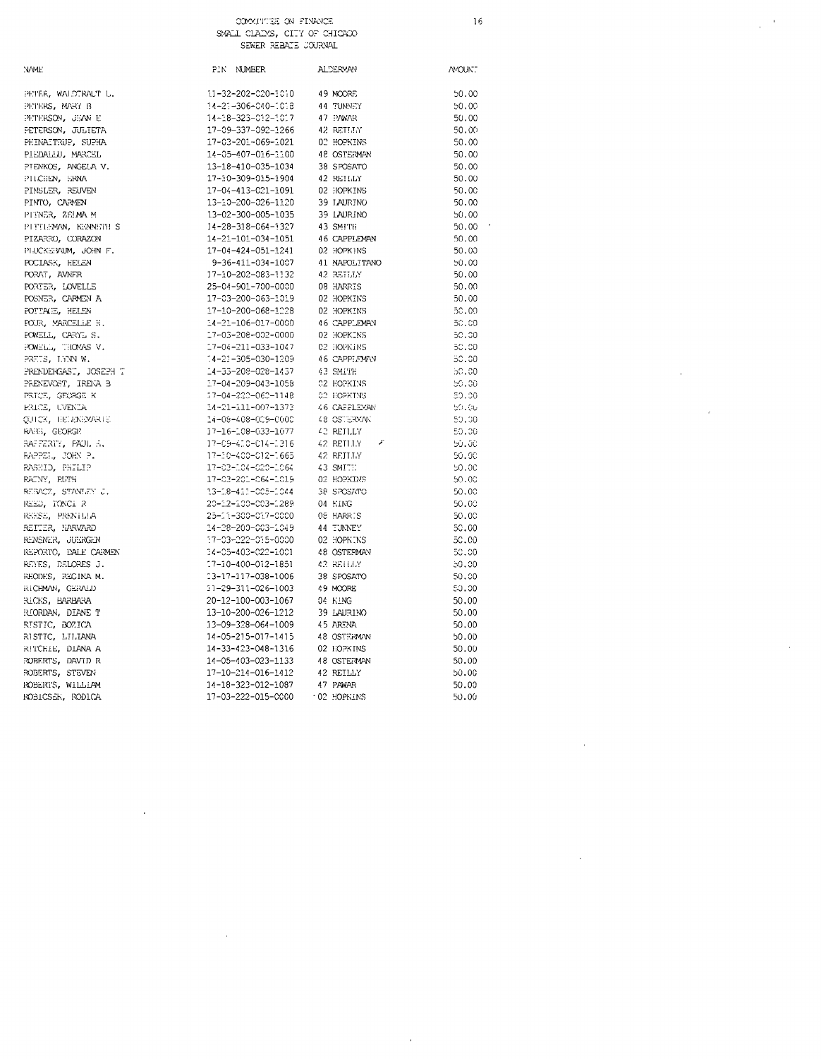COMMITTEE ON FINANCE
SMALL CLAIMS, CITY OF CHICAGO
SEWER REBATE JOURNAL

| NAME | PIN NUMBER | ALDERMAN | AMOUNT |
|---|---|---|---|
| PETER, WALDTRAUT L. | 11-32-202-020-1010 | 49 MOORE | 50.00 |
| PETERS, MARY B | 14-21-306-040-1018 | 44 TUNNEY | 50.00 |
| PETERSON, JEAN E | 14-18-323-012-1017 | 47 PAWAR | 50.00 |
| PETERSON, JULIETA | 17-09-337-090-1266 | 42 REILLY | 50.00 |
| PHINAITRUP, SUPHA | 17-03-201-069-1021 | 02 HOPKINS | 50.00 |
| PIEDALLU, MARCEL | 14-05-407-016-1100 | 48 OSTERMAN | 50.00 |
| PIENKOS, ANGELA V. | 13-18-410-035-1034 | 38 SPOSATO | 50.00 |
| PILCHEN, ERNA | 17-10-309-015-1904 | 42 REILLY | 50.00 |
| PINSLER, REUVEN | 17-04-413-021-1091 | 02 HOPKINS | 50.00 |
| PINTO, CARMEN | 13-10-200-026-1120 | 39 LAURINO | 50.00 |
| PITNER, ZELMA M | 13-02-300-005-1035 | 39 LAURINO | 50.00 |
| PITTLEMAN, KENNETH S | 14-28-318-064-1327 | 43 SMITH | 50.00 |
| PIZARRO, CORAZON | 14-21-101-034-1051 | 46 CAPPLEMAN | 50.00 |
| PLUCKEBAUM, JOHN F. | 17-04-424-051-1241 | 02 HOPKINS | 50.00 |
| POCIASK, HELEN | 9-36-411-034-1007 | 41 NAPOLITANO | 50.00 |
| PORAT, AVNER | 17-10-202-083-1132 | 42 REILLY | 50.00 |
| PORTER, LOVELLE | 25-04-901-700-0000 | 08 HARRIS | 50.00 |
| POSNER, CARMEN A | 17-03-200-063-1019 | 02 HOPKINS | 50.00 |
| POTTAGE, HELEN | 17-10-200-068-1228 | 02 HOPKINS | 50.00 |
| POUR, MARCELLE H. | 14-21-106-017-0000 | 46 CAPPLEMAN | 50.00 |
| POWELL, CARYL S. | 17-03-208-002-0000 | 02 HOPKINS | 50.00 |
| POWELL, THOMAS V. | 17-04-211-033-1047 | 02 HOPKINS | 50.00 |
| PREIS, LYNN W. | 14-21-305-030-1309 | 46 CAPPLEMAN | 50.00 |
| PRENDERGAST, JOSEPH T | 14-33-208-028-1437 | 43 SMITH | 50.00 |
| PRENEVOST, IRENA B | 17-04-209-043-1058 | 02 HOPKINS | 50.00 |
| PRICE, GEORGE K | 17-04-222-062-1148 | 02 HOPKINS | 50.00 |
| PRICE, UVENIA | 14-21-111-007-1373 | 46 CAPPLEMAN | 50.00 |
| QUICK, HELENEMARIE | 14-08-408-029-0000 | 48 OSTERMAN | 50.00 |
| RABB, GEORGE | 17-16-108-033-1077 | 42 REILLY | 50.00 |
| RAFFERTY, PAUL A. | 17-09-410-014-1316 | 42 REILLY | 50.00 |
| RAPPEL, JOHN P. | 17-10-400-012-1665 | 42 REILLY | 50.00 |
| RASHID, PHILIP | 17-03-104-020-1064 | 43 SMITH | 50.00 |
| RATNY, RUTH | 17-03-201-064-1019 | 02 HOPKINS | 50.00 |
| REBACZ, STANLEY J. | 13-18-411-005-1044 | 38 SPOSATO | 50.00 |
| REED, TONCI R | 20-12-100-003-1289 | 04 KING | 50.00 |
| REESE, PRENTLIA | 25-11-300-017-0000 | 08 HARRIS | 50.00 |
| REITER, HARVARD | 14-28-200-003-1049 | 44 TUNNEY | 50.00 |
| RENSNER, JUERGEN | 17-03-222-015-0000 | 02 HOPKINS | 50.00 |
| REPORTO, DALE CARMEN | 14-05-403-022-1001 | 48 OSTERMAN | 50.00 |
| REYES, DELORES J. | 17-10-400-012-1851 | 42 REILLY | 50.00 |
| RHODES, REGINA M. | 13-17-117-038-1006 | 38 SPOSATO | 50.00 |
| RICHMAN, GERALD | 11-29-311-026-1003 | 49 MOORE | 50.00 |
| RICKS, BARBARA | 20-12-100-003-1067 | 04 KING | 50.00 |
| RIORDAN, DIANE T | 13-10-200-026-1212 | 39 LAURINO | 50.00 |
| RISTIC, BOZICA | 13-09-328-064-1009 | 45 ARENA | 50.00 |
| RISTIC, LILIANA | 14-05-215-017-1415 | 48 OSTERMAN | 50.00 |
| RITCHIE, DIANA A | 14-33-423-048-1316 | 02 HOPKINS | 50.00 |
| ROBERTS, DAVID R | 14-05-403-023-1133 | 48 OSTERMAN | 50.00 |
| ROBERTS, STEVEN | 17-10-214-016-1412 | 42 REILLY | 50.00 |
| ROBERTS, WILLIAM | 14-18-323-012-1087 | 47 PAWAR | 50.00 |
| ROBICSEK, RODICA | 17-03-222-015-0000 | 02 HOPKINS | 50.00 |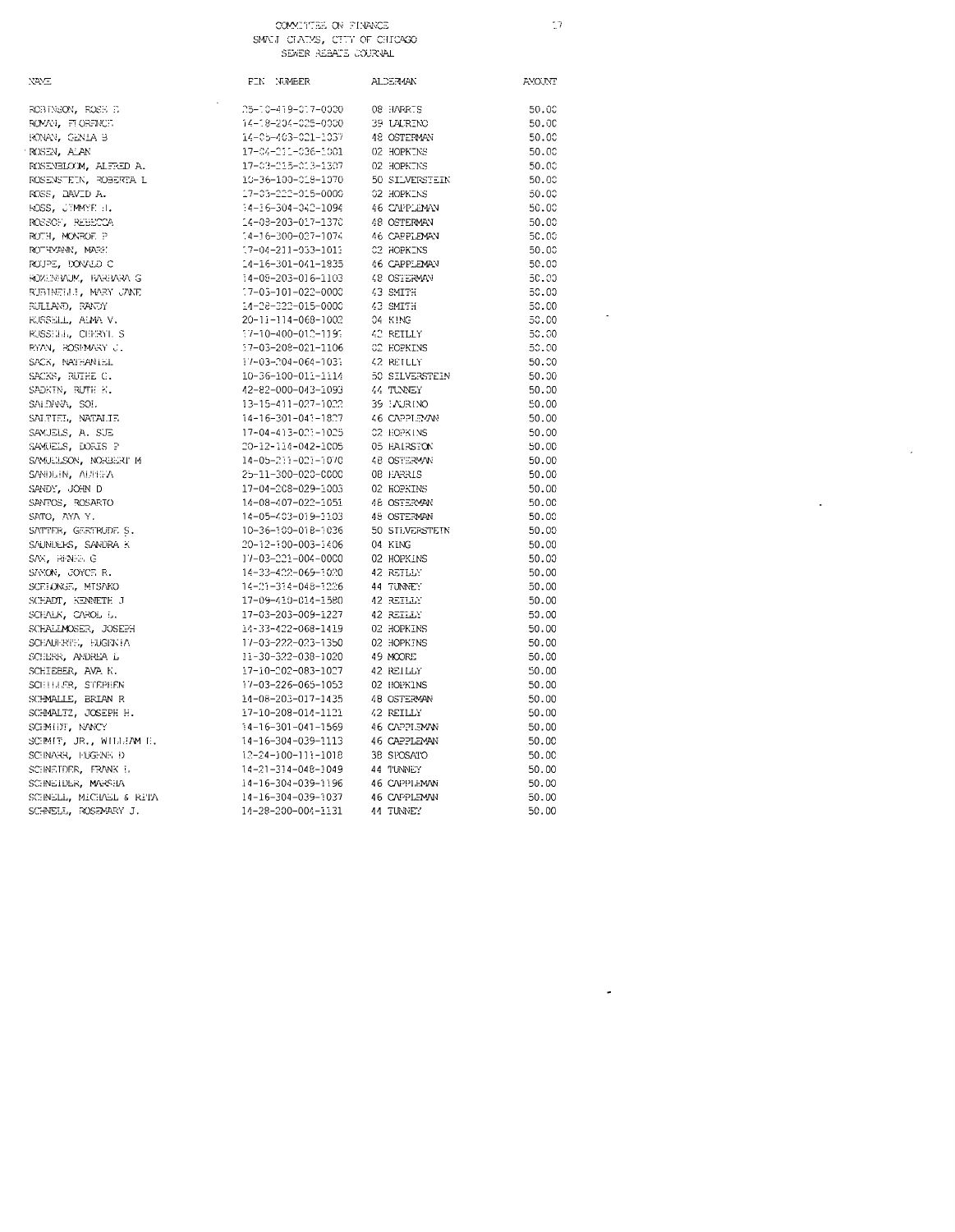COMMITTEE ON FINANCE
SMALL CLAIMS, CITY OF CHICAGO
SEWER REBATE JOURNAL

| NAME | PIN NUMBER | ALDERMAN | AMOUNT |
|---|---|---|---|
| ROBINSON, ROSE E | 25-10-419-017-0000 | 08 HARRIS | 50.00 |
| ROMAN, FLORENCE | 14-18-204-025-0000 | 39 LAURINO | 50.00 |
| RONAN, GENIA B | 14-05-403-021-1037 | 48 OSTERMAN | 50.00 |
| ROSEN, ALAN | 17-04-211-036-1001 | 02 HOPKINS | 50.00 |
| ROSENBLOOM, ALFRED A. | 17-03-215-013-1307 | 02 HOPKINS | 50.00 |
| ROSENSTEIN, ROBERTA L | 10-36-100-018-1070 | 50 SILVERSTEIN | 50.00 |
| ROSS, DAVID A. | 17-03-222-015-0000 | 02 HOPKINS | 50.00 |
| ROSS, JIMMYE H. | 14-16-304-042-1094 | 46 CAPPLEMAN | 50.00 |
| ROSSOF, REBECCA | 14-08-203-017-1370 | 48 OSTERMAN | 50.00 |
| ROTH, MONROE P | 14-16-300-027-1074 | 46 CAPPLEMAN | 50.00 |
| ROTHMANN, MARK | 17-04-211-053-1011 | 02 HOPKINS | 50.00 |
| ROUPE, DONALD C | 14-16-301-041-1835 | 46 CAPPLEMAN | 50.00 |
| ROZENBAUM, BARBARA G | 14-08-203-016-1103 | 48 OSTERMAN | 50.00 |
| RUBINELLI, MARY JANE | 17-03-101-022-0000 | 43 SMITH | 50.00 |
| RULLAND, RANDY | 14-28-322-015-0000 | 43 SMITH | 50.00 |
| RUSSELL, ALMA V. | 20-11-114-068-1002 | 04 KING | 50.00 |
| RUSSELL, CHERYL S | 17-10-400-012-1191 | 42 REILLY | 50.00 |
| RYAN, ROSEMARY J. | 17-03-208-021-1106 | 02 HOPKINS | 50.00 |
| SACK, NATHANIEL | 17-03-204-064-1031 | 42 REILLY | 50.00 |
| SACKS, RUTHE C. | 10-36-100-011-1114 | 50 SILVERSTEIN | 50.00 |
| SADKIN, RUTH K. | 42-82-000-043-1093 | 44 TUNNEY | 50.00 |
| SALDANA, SOL | 13-15-411-027-1022 | 39 LAURINO | 50.00 |
| SALTIEL, NATALIE | 14-16-301-041-1827 | 46 CAPPLEMAN | 50.00 |
| SAMUELS, A. SUE | 17-04-413-021-1025 | 02 HOPKINS | 50.00 |
| SAMUELS, DORIS P | 20-12-114-042-1005 | 05 HAIRSTON | 50.00 |
| SAMUELSON, NORBERT M | 14-05-211-021-1070 | 48 OSTERMAN | 50.00 |
| SANDLIN, ALTHEA | 25-11-300-020-0000 | 08 HARRIS | 50.00 |
| SANDY, JOHN D | 17-04-208-029-1003 | 02 HOPKINS | 50.00 |
| SANTOS, ROSARIO | 14-08-407-022-1051 | 48 OSTERMAN | 50.00 |
| SATO, AYA Y. | 14-05-403-019-1103 | 48 OSTERMAN | 50.00 |
| SATTER, GERTRUDE S. | 10-36-100-018-1036 | 50 SILVERSTEIN | 50.00 |
| SAUNDERS, SANDRA K | 20-12-100-003-1406 | 04 KING | 50.00 |
| SAX, RENEE G | 17-03-221-004-0000 | 02 HOPKINS | 50.00 |
| SAYON, JOYCE R. | 14-33-422-069-1020 | 42 REILLY | 50.00 |
| SCHLONGE, MISAKO | 14-21-314-048-1226 | 44 TUNNEY | 50.00 |
| SCHADT, KENNETH J | 17-09-410-014-1580 | 42 REILLY | 50.00 |
| SCHALK, CAROL L. | 17-03-203-009-1227 | 42 REILLY | 50.00 |
| SCHALLMOSER, JOSEPH | 14-33-422-068-1419 | 02 HOPKINS | 50.00 |
| SCHAUERTE, EUGENIA | 17-03-222-023-1350 | 02 HOPKINS | 50.00 |
| SCHERR, ANDREA L | 11-30-322-038-1020 | 49 MOORE | 50.00 |
| SCHIEBER, AVA K. | 17-10-202-083-1027 | 42 REILLY | 50.00 |
| SCHILLER, STEPHEN | 17-03-226-065-1053 | 02 HOPKINS | 50.00 |
| SCHMALLE, BRIAN R | 14-08-203-017-1435 | 48 OSTERMAN | 50.00 |
| SCHMALTZ, JOSEPH H. | 17-10-208-014-1121 | 42 REILLY | 50.00 |
| SCHMIDT, NANCY | 14-16-301-041-1569 | 46 CAPPLEMAN | 50.00 |
| SCHMIT, JR., WILLIAM E. | 14-16-304-039-1113 | 46 CAPPLEMAN | 50.00 |
| SCHNARR, EUGENE D | 12-24-100-111-1018 | 38 SPOSATO | 50.00 |
| SCHNEIDER, FRANK L | 14-21-314-048-1049 | 44 TUNNEY | 50.00 |
| SCHNEIDER, MARSHA | 14-16-304-039-1196 | 46 CAPPLEMAN | 50.00 |
| SCHNELL, MICHAEL & RITA | 14-16-304-039-1037 | 46 CAPPLEMAN | 50.00 |
| SCHNELL, ROSEMARY J. | 14-28-200-004-1131 | 44 TUNNEY | 50.00 |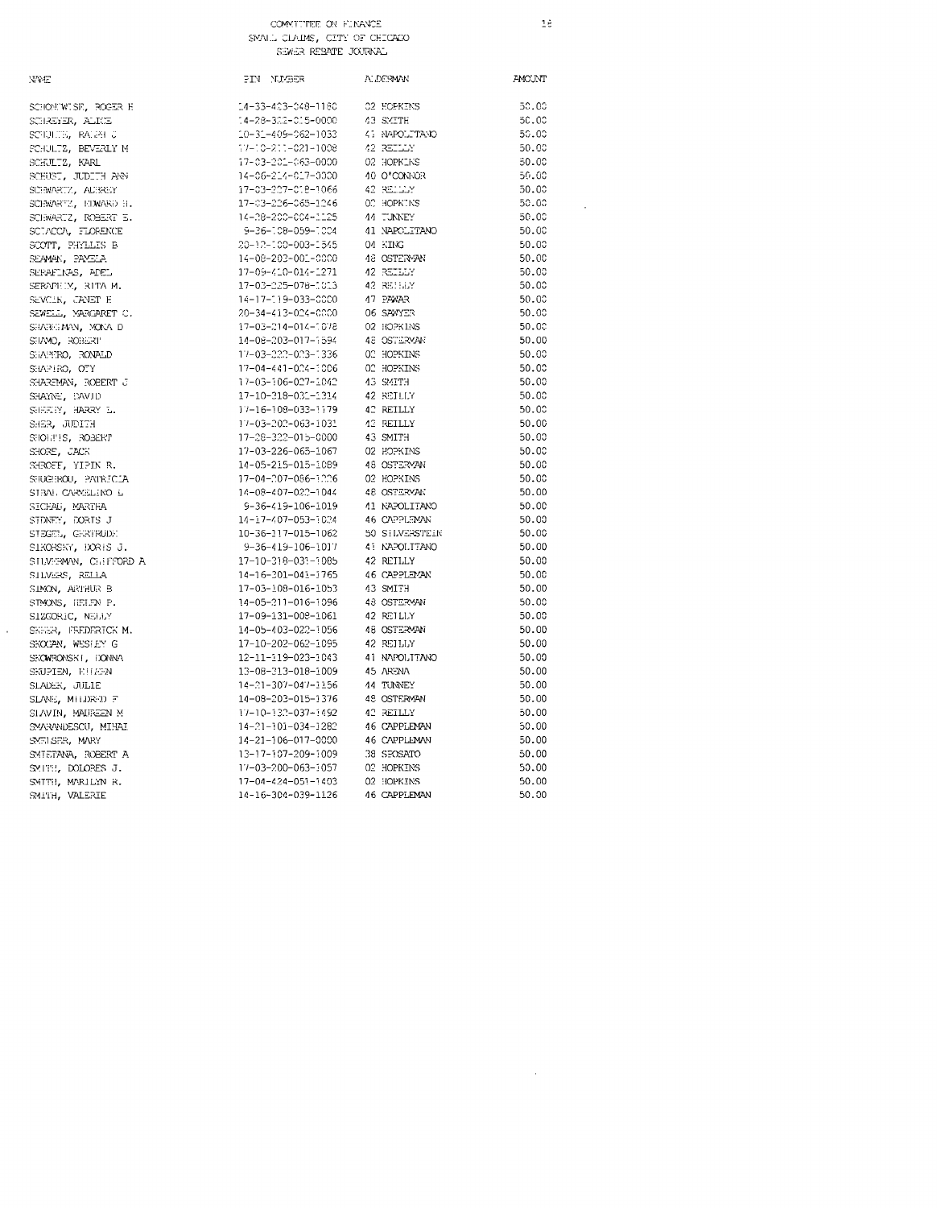COMMITTEE ON FINANCE
SMALL CLAIMS, CITY OF CHICAGO
SEWER REBATE JOURNAL

| NAME | PIN NUMBER | ALDERMAN | AMOUNT |
|---|---|---|---|
| SCHONEWISE, ROGER H | 14-33-403-048-1160 | 02 HOPKINS | 50.00 |
| SCHREYER, ALICE | 14-28-322-015-0000 | 43 SMITH | 50.00 |
| SCHULTE, RALPH C | 10-31-409-062-1033 | 41 NAPOLITANO | 50.00 |
| SCHULTZ, BEVERLY M | 17-10-211-021-1008 | 42 REILLY | 50.00 |
| SCHULTZ, KARL | 17-03-201-063-0000 | 02 HOPKINS | 50.00 |
| SCHUST, JUDITH ANN | 14-06-214-017-0000 | 40 O'CONNOR | 50.00 |
| SCHWARTZ, AUBREY | 17-03-207-018-1066 | 42 REILLY | 50.00 |
| SCHWARTZ, EDWARD H. | 17-03-226-065-1246 | 02 HOPKINS | 50.00 |
| SCHWARTZ, ROBERT E. | 14-28-200-004-1125 | 44 TUNNEY | 50.00 |
| SCIACCA, FLORENCE | 9-36-108-059-1004 | 41 NAPOLITANO | 50.00 |
| SCOTT, PHYLLIS B | 20-12-100-003-1565 | 04 KING | 50.00 |
| SEAMAN, PAMELA | 14-08-203-001-0000 | 48 OSTERMAN | 50.00 |
| SERAFINAS, ADEL | 17-09-410-014-1271 | 42 REILLY | 50.00 |
| SERAPHIM, RITA M. | 17-03-225-078-1013 | 42 REILLY | 50.00 |
| SEVCIK, JANET E | 14-17-119-033-0000 | 47 PAWAR | 50.00 |
| SEWELL, MARGARET C. | 20-34-413-024-0000 | 06 SAWYER | 50.00 |
| SHABERMAN, MONA D | 17-03-214-014-1078 | 02 HOPKINS | 50.00 |
| SHAMO, ROBERT | 14-08-203-017-1594 | 48 OSTERMAN | 50.00 |
| SHAPIRO, RONALD | 17-03-222-003-1336 | 02 HOPKINS | 50.00 |
| SHAPIRO, OTY | 17-04-441-024-1006 | 02 HOPKINS | 50.00 |
| SHAREMAN, ROBERT J | 17-03-106-027-1042 | 43 SMITH | 50.00 |
| SHAYNE, DAVID | 17-10-318-031-1314 | 42 REILLY | 50.00 |
| SHEELY, HARRY L. | 17-16-108-033-1179 | 42 REILLY | 50.00 |
| SHER, JUDITH | 17-03-202-063-1031 | 42 REILLY | 50.00 |
| SHONTIS, ROBERT | 17-28-322-015-0000 | 43 SMITH | 50.00 |
| SHORE, JACK | 17-03-226-065-1067 | 02 HOPKINS | 50.00 |
| SHROFF, YIPIN R. | 14-05-215-015-1089 | 48 OSTERMAN | 50.00 |
| SHUGHROU, PATRICIA | 17-04-207-086-1206 | 02 HOPKINS | 50.00 |
| SIBAL CARMELINO L | 14-08-407-022-1044 | 48 OSTERMAN | 50.00 |
| SICHAU, MARTHA | 9-36-419-106-1019 | 41 NAPOLITANO | 50.00 |
| SIDNEY, DORIS J | 14-17-407-053-1024 | 46 CAPPLEMAN | 50.00 |
| SIEGEL, GERTRUDE | 10-36-117-015-1062 | 50 SILVERSTEIN | 50.00 |
| SIKORSKY, DORIS J. | 9-36-419-106-1017 | 41 NAPOLITANO | 50.00 |
| SILVERMAN, CLIFFORD A | 17-10-318-031-1085 | 42 REILLY | 50.00 |
| SILVERS, RELLA | 14-16-301-041-1765 | 46 CAPPLEMAN | 50.00 |
| SIMON, ARTHUR B | 17-03-108-016-1053 | 43 SMITH | 50.00 |
| SIMONS, HELEN P. | 14-05-211-016-1096 | 48 OSTERMAN | 50.00 |
| SIZGORIC, NELLY | 17-09-131-008-1061 | 42 REILLY | 50.00 |
| SKEER, FREDERICK M. | 14-05-403-022-1056 | 48 OSTERMAN | 50.00 |
| SKOCAN, WESLEY G | 17-10-202-062-1095 | 42 REILLY | 50.00 |
| SKOWRONSKI, DONNA | 12-11-119-023-1043 | 41 NAPOLITANO | 50.00 |
| SKUPIEN, EILEEN | 13-08-213-018-1009 | 45 ARENA | 50.00 |
| SLADEK, JULIE | 14-21-307-047-1156 | 44 TUNNEY | 50.00 |
| SLANE, MILDRED F | 14-08-203-015-1376 | 48 OSTERMAN | 50.00 |
| SLAVIN, MAUREEN M | 17-10-132-037-1492 | 42 REILLY | 50.00 |
| SMARANDESCU, MIHAI | 14-21-101-034-1282 | 46 CAPPLEMAN | 50.00 |
| SMEISER, MARY | 14-21-106-017-0000 | 46 CAPPLEMAN | 50.00 |
| SMIETANA, ROBERT A | 13-17-107-209-1009 | 38 SPOSATO | 50.00 |
| SMITH, DOLORES J. | 17-03-200-063-1057 | 02 HOPKINS | 50.00 |
| SMITH, MARILYN R. | 17-04-424-051-1403 | 02 HOPKINS | 50.00 |
| SMITH, VALERIE | 14-16-304-039-1126 | 46 CAPPLEMAN | 50.00 |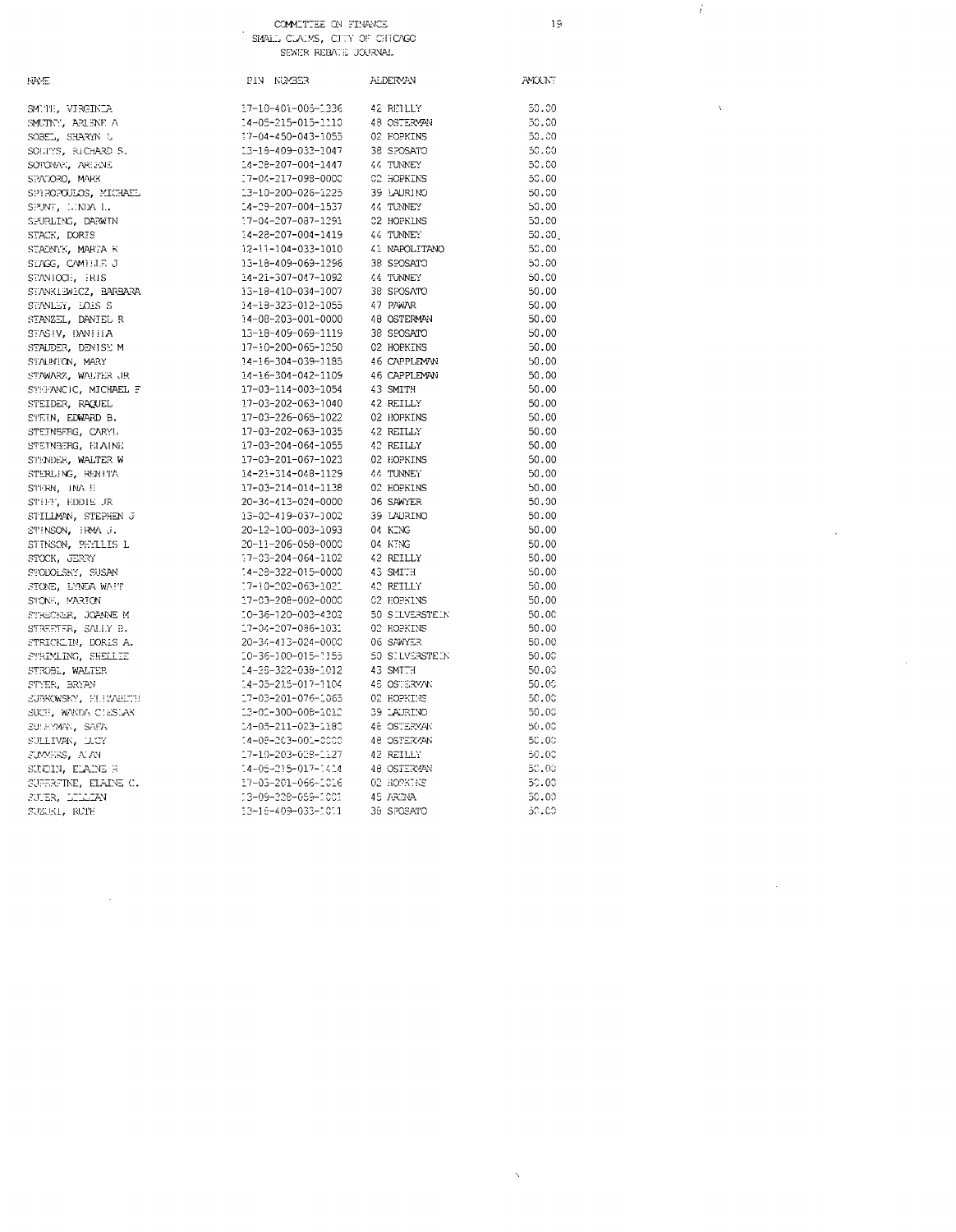COMMITTEE ON FINANCE
SMALL CLAIMS, CITY OF CHICAGO
SEWER REBATE JOURNAL

| NAME | PIN NUMBER | ALDERMAN | AMOUNT |
|---|---|---|---|
| SMITH, VIRGINIA | 17-10-401-005-1336 | 42 REILLY | 50.00 |
| SMUTNY, ARLENE A | 14-05-215-015-1110 | 48 OSTERMAN | 50.00 |
| SOBEL, SHARYN L | 17-04-450-043-1055 | 02 HOPKINS | 50.00 |
| SOLTYS, RICHARD S. | 13-18-409-033-1047 | 38 SPOSATO | 50.00 |
| SOTONAK, ARLENE | 14-28-207-004-1447 | 44 TUNNEY | 50.00 |
| SPADORO, MARK | 17-04-217-098-0000 | 02 HOPKINS | 50.00 |
| SPIROPOULOS, MICHAEL | 13-10-200-026-1225 | 39 LAURINO | 50.00 |
| SPUNT, LINDA L. | 14-28-207-004-1537 | 44 TUNNEY | 50.00 |
| SPURLING, DARWIN | 17-04-207-087-1291 | 02 HOPKINS | 50.00 |
| STACK, DORIS | 14-28-207-004-1419 | 44 TUNNEY | 50.00 |
| STADNYK, MARTA K | 12-11-104-033-1010 | 41 NAPOLITANO | 50.00 |
| STAGG, CAMILLE J | 13-18-409-069-1296 | 38 SPOSATO | 50.00 |
| STANIOCH, IRIS | 14-21-307-047-1092 | 44 TUNNEY | 50.00 |
| STANKIEWICZ, BARBARA | 13-18-410-034-1007 | 38 SPOSATO | 50.00 |
| STANLEY, LOIS S | 14-18-323-012-1055 | 47 PAWAR | 50.00 |
| STANZEL, DANIEL R | 14-08-203-001-0000 | 48 OSTERMAN | 50.00 |
| STASIV, DANIILA | 13-18-409-069-1119 | 38 SPOSATO | 50.00 |
| STAUDER, DENISE M | 17-10-200-065-1250 | 02 HOPKINS | 50.00 |
| STAUNTON, MARY | 14-16-304-039-1185 | 46 CAPPLEMAN | 50.00 |
| STAWARZ, WALTER JR | 14-16-304-042-1109 | 46 CAPPLEMAN | 50.00 |
| STEFANCIC, MICHAEL F | 17-03-114-003-1054 | 43 SMITH | 50.00 |
| STEIDER, RAQUEL | 17-03-202-063-1040 | 42 REILLY | 50.00 |
| STEIN, EDWARD B. | 17-03-226-065-1022 | 02 HOPKINS | 50.00 |
| STEINBERG, CARYL | 17-03-202-063-1035 | 42 REILLY | 50.00 |
| STEINBERG, ELAINE | 17-03-204-064-1055 | 42 REILLY | 50.00 |
| STENDER, WALTER W | 17-03-201-067-1023 | 02 HOPKINS | 50.00 |
| STERLING, RENITA | 14-21-314-048-1129 | 44 TUNNEY | 50.00 |
| STERN, INA H | 17-03-214-014-1138 | 02 HOPKINS | 50.00 |
| STIFF, EDDIE JR | 20-34-413-024-0000 | 06 SAWYER | 50.00 |
| STILLMAN, STEPHEN J | 13-02-419-037-1002 | 39 LAURINO | 50.00 |
| STINSON, IRMA J. | 20-12-100-003-1093 | 04 KING | 50.00 |
| STINSON, PHYLLIS L | 20-11-206-058-0000 | 04 KING | 50.00 |
| STOCK, JERRY | 17-03-204-064-1102 | 42 REILLY | 50.00 |
| STODOLSKY, SUSAN | 14-28-322-015-0000 | 43 SMITH | 50.00 |
| STONE, LYNDA WATT | 17-10-202-063-1021 | 42 REILLY | 50.00 |
| STONE, MARION | 17-03-208-002-0000 | 02 HOPKINS | 50.00 |
| STRECKER, JOANNE M | 10-36-120-003-4302 | 50 SILVERSTEIN | 50.00 |
| STREETER, SALLY B. | 17-04-207-086-1031 | 02 HOPKINS | 50.00 |
| STRICKLIN, DORIS A. | 20-34-413-024-0000 | 06 SAWYER | 50.00 |
| STRIMLING, SHELLIE | 10-36-100-015-1155 | 50 SILVERSTEIN | 50.00 |
| STROBL, WALTER | 14-28-322-038-1012 | 43 SMITH | 50.00 |
| STYER, BRYAN | 14-05-215-017-1104 | 48 OSTERMAN | 50.00 |
| SUBKOWSKY, ELIZABETH | 17-03-201-076-1063 | 02 HOPKINS | 50.00 |
| SUCH, WANDA CIESLAK | 13-02-300-008-1012 | 39 LAURINO | 50.00 |
| SULEYMAN, SAFA | 14-05-211-023-1180 | 48 OSTERMAN | 50.00 |
| SULLIVAN, LUCY | 14-08-203-001-0000 | 48 OSTERMAN | 50.00 |
| SUMMERS, ALAN | 17-10-203-028-1127 | 42 REILLY | 50.00 |
| SUNDIN, ELAINE R | 14-05-215-017-1414 | 48 OSTERMAN | 50.00 |
| SUPERFINE, ELAINE C. | 17-03-201-066-1016 | 02 HOPKINS | 50.00 |
| SUTER, LILLIAN | 13-09-228-059-1001 | 45 ARENA | 50.00 |
| SUZUKI, RUTH | 13-18-409-033-1011 | 38 SPOSATO | 50.00 |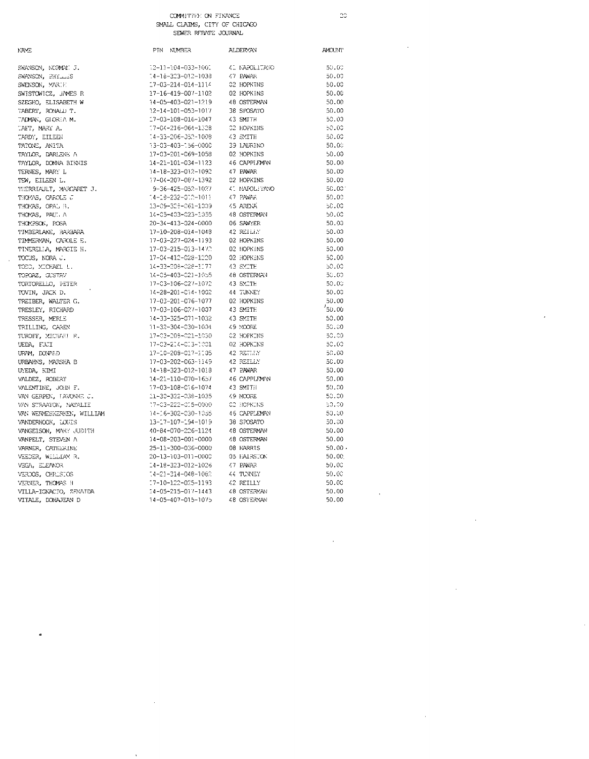COMMITTEE ON FINANCE
SMALL CLAIMS, CITY OF CHICAGO
SEWER REBATE JOURNAL

| NAME | PIN NUMBER | ALDERMAN | AMOUNT |
|---|---|---|---|
| SWANSON, NORMAN J. | 12-11-104-033-1001 | 41 NAPOLITANO | 50.00 |
| SWANSON, PHYLLIS | 14-18-323-012-1038 | 47 PAWAR | 50.00 |
| SWENSON, MARIE | 17-03-214-014-1114 | 02 HOPKINS | 50.00 |
| SWISTOWICZ, JAMES R | 17-16-419-007-1102 | 02 HOPKINS | 50.00 |
| SZEGHO, ELISABETH W | 14-05-403-021-1219 | 48 OSTERMAN | 50.00 |
| TABERT, RONALD T. | 12-14-101-053-1017 | 38 SPOSATO | 50.00 |
| TADMAN, GLORIA M. | 17-03-108-016-1047 | 43 SMITH | 50.00 |
| TAFT, MARY A. | 17-04-216-064-1328 | 02 HOPKINS | 50.00 |
| TARDY, EILEEN | 14-33-206-058-1008 | 43 SMITH | 50.00 |
| TATONE, ANITA | 13-03-403-156-0000 | 39 LAURINO | 50.00 |
| TAYLOR, DARLENE A | 17-03-201-069-1058 | 02 HOPKINS | 50.00 |
| TAYLOR, DONNA BIRNIS | 14-21-101-034-1123 | 46 CAPPLEMAN | 50.00 |
| TERNES, MARY L | 14-18-323-012-1092 | 47 PAWAR | 50.00 |
| TEW, EILEEN L. | 17-04-207-087-1392 | 02 HOPKINS | 50.00 |
| THERRIAULT, MARGARET J. | 9-36-425-052-1027 | 41 NAPOLITANO | 50.00 |
| THOMAS, CAROLE C | 14-28-232-012-1011 | 47 PAWAR | 50.00 |
| THOMAS, OPAL B. | 13-09-309-061-1039 | 45 ARENA | 50.00 |
| THOMAS, PAUL A | 14-05-403-023-1055 | 48 OSTERMAN | 50.00 |
| THOMPSON, ROSA | 20-34-413-024-0000 | 06 SAWYER | 50.00 |
| TIMBERLAKE, BARBARA | 17-10-208-014-1048 | 42 REILLY | 50.00 |
| TIMMERMAN, CAROLE E. | 17-03-227-024-1193 | 02 HOPKINS | 50.00 |
| TINERELLA, MARGIE H. | 17-03-215-013-1470 | 02 HOPKINS | 50.00 |
| TOCUS, NORA J. | 17-04-412-028-1220 | 02 HOPKINS | 50.00 |
| TODD, MICHAEL L. | 14-33-206-028-1177 | 43 SMITH | 50.00 |
| TOPOAZ, GUSTAV | 14-05-403-021-1065 | 48 OSTERMAN | 50.00 |
| TORTORELLO, PETER | 17-03-106-027-1072 | 43 SMITH | 50.00 |
| TOVIN, JACK D. | 14-28-201-014-1002 | 44 TUNNEY | 50.00 |
| TREIBER, WALTER G. | 17-03-201-076-1077 | 02 HOPKINS | 50.00 |
| TRESLEY, RICHARD | 17-03-106-027-1007 | 43 SMITH | 50.00 |
| TRESSER, MERLE | 14-33-325-071-1032 | 43 SMITH | 50.00 |
| TRILLING, CAREN | 11-32-304-030-1004 | 49 MOORE | 50.00 |
| TUROFF, MICHAEL E. | 17-03-208-021-1030 | 02 HOPKINS | 50.00 |
| UEDA, FUJI | 17-03-214-015-1001 | 02 HOPKINS | 50.00 |
| URAM, DONALD | 17-10-208-017-1105 | 42 REILLY | 50.00 |
| URBAHNS, MARSHA B | 17-03-202-063-1149 | 42 REILLY | 50.00 |
| UYEDA, KIMI | 14-18-323-012-1018 | 47 PAWAR | 50.00 |
| VALDEZ, ROBERT | 14-21-110-070-1657 | 46 CAPPLEMAN | 50.00 |
| VALENTINE, JOHN F. | 17-03-108-016-1074 | 43 SMITH | 50.00 |
| VAN GERPEN, LAVONNE J. | 11-30-322-038-1035 | 49 MOORE | 50.00 |
| VAN STRAATON, NATALIE | 17-03-222-015-0000 | 02 HOPKINS | 50.00 |
| VAN WERMESKERKEN, WILLIAM | 14-16-302-030-1055 | 46 CAPPLEMAN | 50.00 |
| VANDERHOOK, LOUIS | 13-17-107-194-1019 | 38 SPOSATO | 50.00 |
| VANGEISON, MARY JUDITH | 40-84-070-226-1124 | 48 OSTERMAN | 50.00 |
| VANPELT, STEVEN A | 14-08-203-001-0000 | 48 OSTERMAN | 50.00 |
| VARNER, CATHERINE | 25-11-300-036-0000 | 08 HARRIS | 50.00 |
| VEEDER, WILLIAM R. | 20-13-103-011-0000 | 05 HAIRSTON | 50.00 |
| VEGA, ELEANOR | 14-18-323-012-1026 | 47 PAWAR | 50.00 |
| VERDOS, CHRISTOS | 14-21-314-048-1080 | 44 TUNNEY | 50.00 |
| VERNER, THOMAS H | 17-10-122-035-1193 | 42 REILLY | 50.00 |
| VILLA-IGNACIO, ZENAIDA | 14-05-215-017-1443 | 48 OSTERMAN | 50.00 |
| VITALE, DONAJEAN D | 14-05-407-015-1075 | 48 OSTERMAN | 50.00 |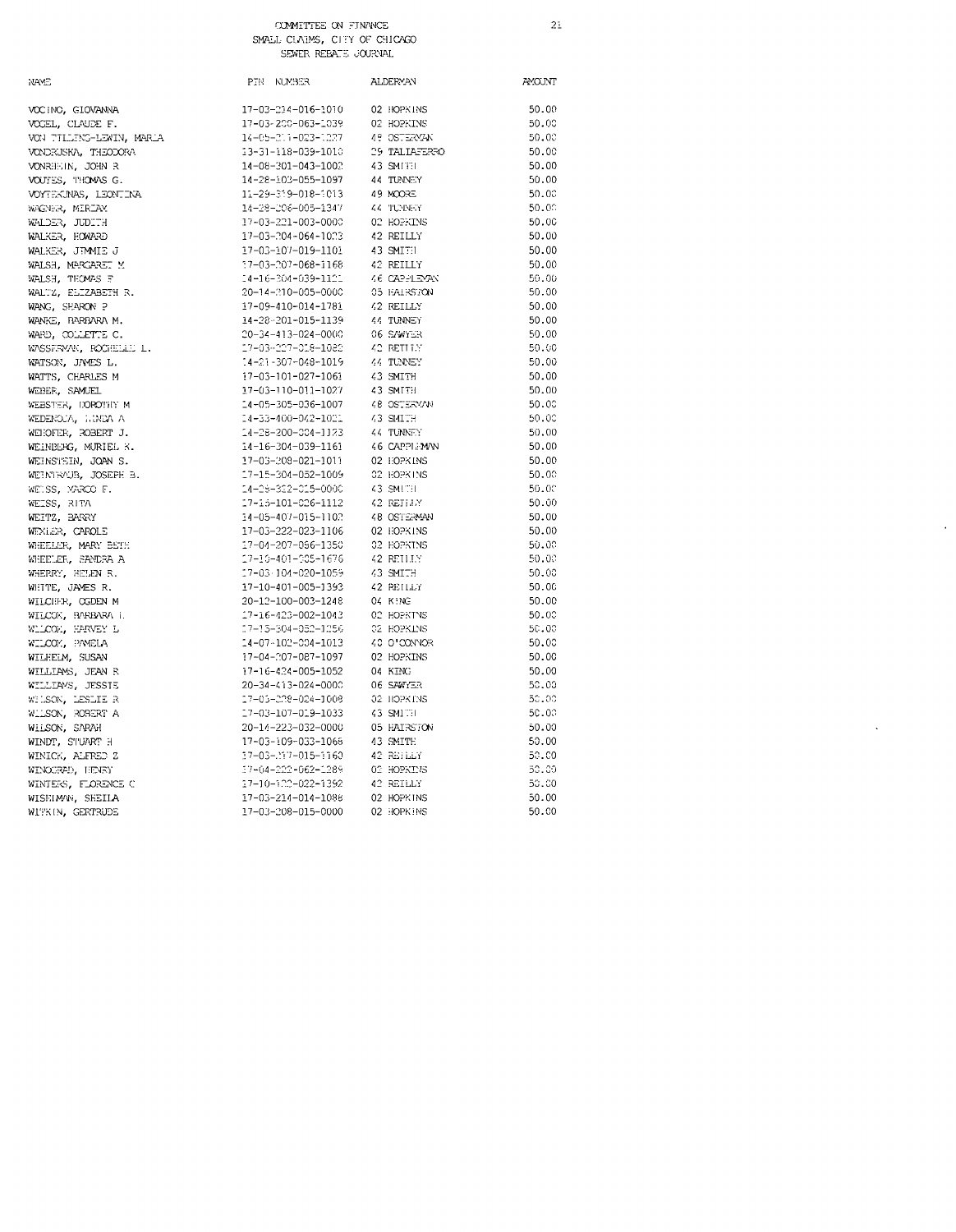COMMITTEE ON FINANCE
SMALL CLAIMS, CITY OF CHICAGO
SEWER REBATE JOURNAL

| NAME | PIN NUMBER | ALDERMAN | AMOUNT |
|---|---|---|---|
| VOCINO, GIOVANNA | 17-03-214-016-1010 | 02 HOPKINS | 50.00 |
| VOGEL, CLAUDE F. | 17-03-200-063-1039 | 02 HOPKINS | 50.00 |
| VON TILLING-LEWIN, MARLA | 14-05-211-023-1227 | 48 OSTERMAN | 50.00 |
| VONDRUSKA, THEODORA | 13-31-118-039-1010 | 29 TALIAFERRO | 50.00 |
| VONRHEIN, JOHN R | 14-08-301-043-1002 | 43 SMITH | 50.00 |
| VOUTES, THOMAS G. | 14-28-103-055-1097 | 44 TUNNEY | 50.00 |
| VOYTEKUNAS, LEONTINA | 11-29-319-018-1013 | 49 MOORE | 50.00 |
| WAGNER, MIRIAM | 14-28-206-005-1347 | 44 TUNNEY | 50.00 |
| WALDER, JUDITH | 17-03-221-003-0000 | 02 HOPKINS | 50.00 |
| WALKER, HOWARD | 17-03-204-064-1023 | 42 REILLY | 50.00 |
| WALKER, JIMMIE J | 17-03-107-019-1101 | 43 SMITH | 50.00 |
| WALSH, MARGARET M | 17-03-207-068-1168 | 42 REILLY | 50.00 |
| WALSH, THOMAS F | 14-16-304-039-1121 | 46 CAPPLEMAN | 50.00 |
| WALTZ, ELIZABETH R. | 20-14-210-005-0000 | 05 HAIRSTON | 50.00 |
| WANG, SHARON P | 17-09-410-014-1781 | 42 REILLY | 50.00 |
| WANKE, BARBARA M. | 14-28-201-015-1139 | 44 TUNNEY | 50.00 |
| WARD, COLLETTE C. | 20-34-413-024-0000 | 06 SAWYER | 50.00 |
| WASSERMAN, ROCHELLE L. | 17-03-227-018-1080 | 42 REILLY | 50.00 |
| WATSON, JAMES L. | 14-21-307-048-1019 | 44 TUNNEY | 50.00 |
| WATTS, CHARLES M | 17-03-101-027-1061 | 43 SMITH | 50.00 |
| WEBER, SAMUEL | 17-03-110-011-1027 | 43 SMITH | 50.00 |
| WEBSTER, DOROTHY M | 14-05-305-036-1007 | 48 OSTERMAN | 50.00 |
| WEDENOJA, LINDA A | 14-33-400-042-1021 | 43 SMITH | 50.00 |
| WEHOFER, ROBERT J. | 14-28-200-004-1123 | 44 TUNNEY | 50.00 |
| WEINBERG, MURIEL K. | 14-16-304-039-1161 | 46 CAPPLEMAN | 50.00 |
| WEINSTEIN, JOAN S. | 17-03-208-021-1011 | 02 HOPKINS | 50.00 |
| WEINTRAUB, JOSEPH B. | 17-15-304-052-1009 | 02 HOPKINS | 50.00 |
| WEISS, MARCO F. | 14-28-322-015-0000 | 43 SMITH | 50.00 |
| WEISS, RITA | 17-15-101-026-1112 | 42 REILLY | 50.00 |
| WEITZ, BARRY | 14-05-407-015-1102 | 48 OSTERMAN | 50.00 |
| WEXLER, CAROLE | 17-03-222-023-1106 | 02 HOPKINS | 50.00 |
| WHEELER, MARY BETH | 17-04-207-086-1350 | 02 HOPKINS | 50.00 |
| WHEELER, SANDRA A | 17-10-401-005-1676 | 42 REILLY | 50.00 |
| WHERRY, HELEN R. | 17-03-104-020-1059 | 43 SMITH | 50.00 |
| WHITE, JAMES R. | 17-10-401-005-1393 | 42 REILLY | 50.00 |
| WILCHER, OGDEN M | 20-12-100-003-1248 | 04 KING | 50.00 |
| WILCOX, BARBARA L | 17-16-423-002-1043 | 02 HOPKINS | 50.00 |
| WILCOX, HARVEY L | 17-15-304-052-1256 | 02 HOPKINS | 50.00 |
| WILCOX, PAMELA | 14-07-102-004-1013 | 40 O'CONNOR | 50.00 |
| WILHELM, SUSAN | 17-04-207-087-1097 | 02 HOPKINS | 50.00 |
| WILLIAMS, JEAN R | 17-16-424-005-1052 | 04 KING | 50.00 |
| WILLIAMS, JESSIE | 20-34-413-024-0000 | 06 SAWYER | 50.00 |
| WILSON, LESLIE R | 17-05-228-024-1008 | 02 HOPKINS | 50.00 |
| WILSON, ROBERT A | 17-03-107-019-1033 | 43 SMITH | 50.00 |
| WILSON, SARAH | 20-14-223-032-0000 | 05 HAIRSTON | 50.00 |
| WINDT, STUART H | 17-03-109-033-1066 | 43 SMITH | 50.00 |
| WINICK, ALFRED Z | 17-03-217-015-1160 | 42 REILLY | 50.00 |
| WINOGRAD, HENRY | 17-04-222-062-1289 | 02 HOPKINS | 50.00 |
| WINTERS, FLORENCE C | 17-10-102-022-1392 | 42 REILLY | 50.00 |
| WISEMAN, SHEILA | 17-03-214-014-1086 | 02 HOPKINS | 50.00 |
| WITKIN, GERTRUDE | 17-03-208-015-0000 | 02 HOPKINS | 50.00 |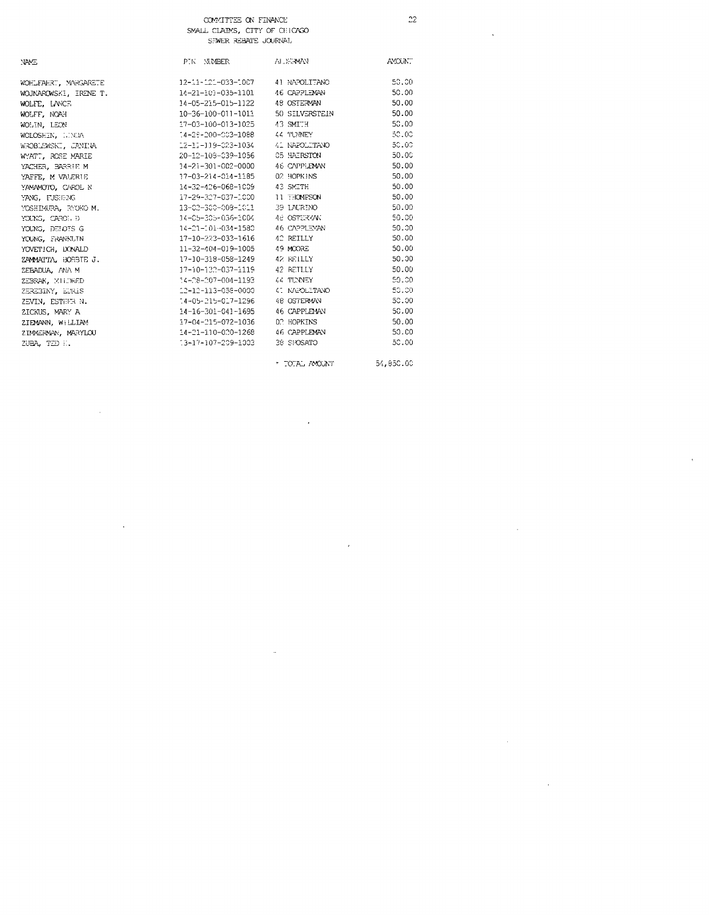COMMITTEE ON FINANCE
SMALL CLAIMS, CITY OF CHICAGO
SEWER REBATE JOURNAL

| NAME | PIN NUMBER | ALDERMAN | AMOUNT |
|---|---|---|---|
| WOHLFAHRT, MARGARETE | 12-11-121-033-1007 | 41 NAPOLITANO | 50.00 |
| WOJNAROWSKI, IRENE T. | 14-21-101-035-1101 | 46 CAPPLEMAN | 50.00 |
| WOLFE, LANCE | 14-05-215-015-1122 | 48 OSTERMAN | 50.00 |
| WOLFF, NOAH | 10-36-100-011-1011 | 50 SILVERSTEIN | 50.00 |
| WOLIN, LEON | 17-03-100-013-1025 | 43 SMITH | 50.00 |
| WOLOSHIN, LINDA | 14-28-200-003-1088 | 44 TUNNEY | 50.00 |
| WROBLEWSKI, JANINA | 12-11-119-023-1034 | 41 NAPOLITANO | 50.00 |
| WYATT, ROSE MARIE | 20-12-108-039-1056 | 05 HAIRSTON | 50.00 |
| YACHER, BARRIE M | 14-21-301-002-0000 | 46 CAPPLEMAN | 50.00 |
| YAFFE, M VALERIE | 17-03-214-014-1185 | 02 HOPKINS | 50.00 |
| YAMAMOTO, CAROL N | 14-32-426-068-1009 | 43 SMITH | 50.00 |
| YANG, FUSHENG | 17-29-327-037-1000 | 11 THOMPSON | 50.00 |
| YOSHIMURA, RYOKO M. | 13-02-300-008-1011 | 39 LAURINO | 50.00 |
| YOUNG, CAROL D | 14-05-305-036-1004 | 48 OSTERMAN | 50.00 |
| YOUNG, DENNIS G | 14-21-101-034-1580 | 46 CAPPLEMAN | 50.00 |
| YOUNG, FRANKLIN | 17-10-223-033-1616 | 42 REILLY | 50.00 |
| YOVETICH, DONALD | 11-32-404-019-1005 | 49 MOORE | 50.00 |
| ZAMMATTA, BOBBIE J. | 17-10-318-058-1249 | 42 REILLY | 50.00 |
| ZEBADUA, ANA M | 17-10-132-037-1119 | 42 REILLY | 50.00 |
| ZEBRAK, MILDRED | 14-28-207-004-1193 | 44 TUNNEY | 50.00 |
| ZEREBINY, BORIS | 12-12-113-058-0000 | 41 NAPOLITANO | 50.00 |
| ZEVIN, ESTHER N. | 14-05-215-017-1296 | 48 OSTERMAN | 50.00 |
| ZICKUS, MARY A | 14-16-301-041-1695 | 46 CAPPLEMAN | 50.00 |
| ZIEMANN, WILLIAM | 17-04-215-072-1036 | 02 HOPKINS | 50.00 |
| ZIMMERMAN, MARYLOU | 14-21-110-020-1268 | 46 CAPPLEMAN | 50.00 |
| ZUBA, TED H. | 13-17-107-209-1003 | 38 SPOSATO | 50.00 |
| | | * TOTAL AMOUNT | 54,850.00 |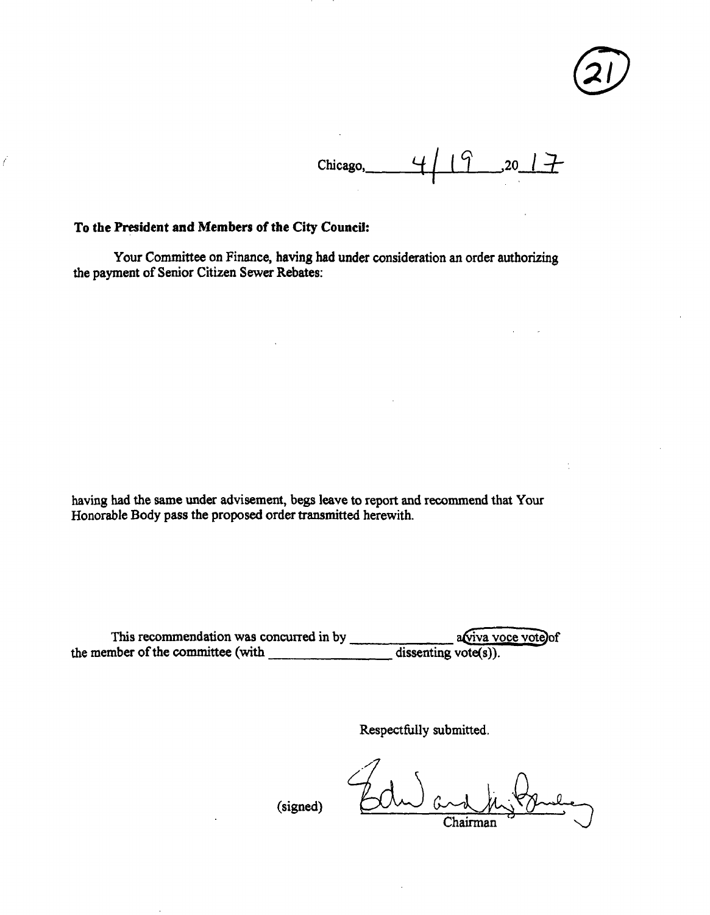(21)

Chicago, 4/19, 2017

**To the President and Members of the City Council:**

Your Committee on Finance, having had under consideration an order authorizing the payment of Senior Citizen Sewer Rebates:

having had the same under advisement, begs leave to report and recommend that Your Honorable Body pass the proposed order transmitted herewith.

This recommendation was concurred in by ______________ a viva voce vote of the member of the committee (with ________________ dissenting vote(s)).

Respectfully submitted.

(signed) Edward M. Burke
Chairman